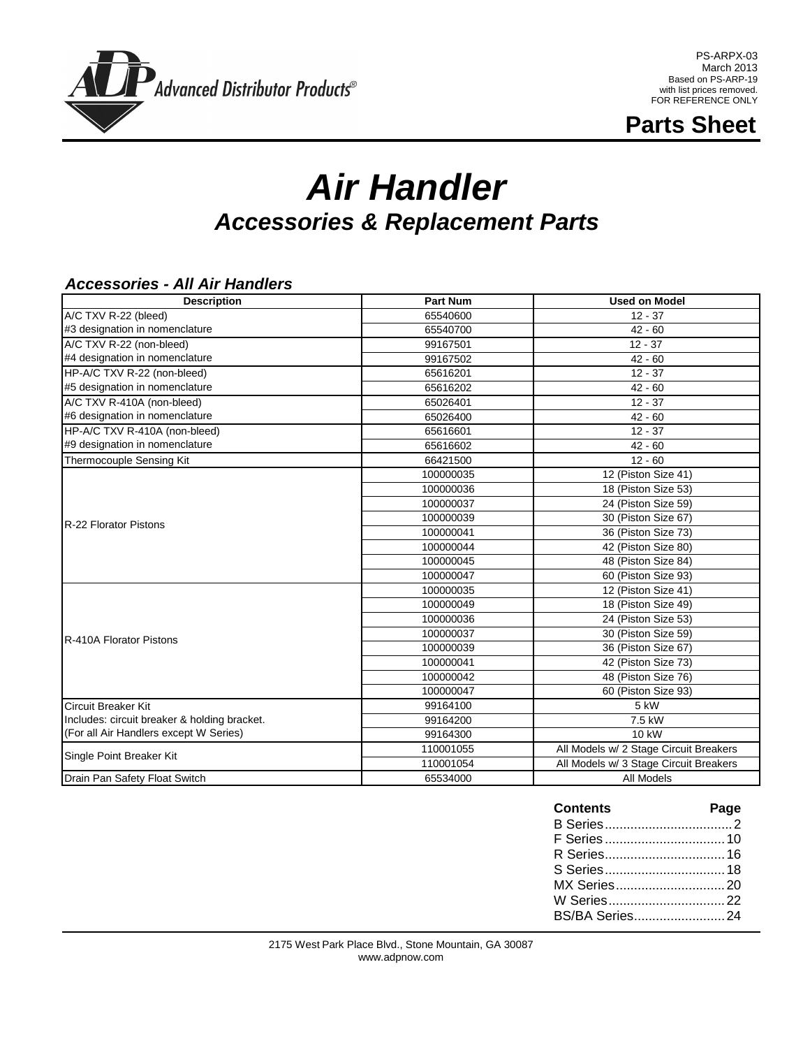Advanced Distributor Products®

PS-ARPX-03
March 2013
Based on PS-ARP-19
with list prices removed.
FOR REFERENCE ONLY

**Parts Sheet**

# *Air Handler*

## *Accessories & Replacement Parts*

### *Accessories - All Air Handlers*

| Description | Part Num | Used on Model |
|---|---|---|
| A/C TXV R-22 (bleed) | 65540600 | 12 - 37 |
| #3 designation in nomenclature | 65540700 | 42 - 60 |
| A/C TXV R-22 (non-bleed) | 99167501 | 12 - 37 |
| #4 designation in nomenclature | 99167502 | 42 - 60 |
| HP-A/C TXV R-22 (non-bleed) | 65616201 | 12 - 37 |
| #5 designation in nomenclature | 65616202 | 42 - 60 |
| A/C TXV R-410A (non-bleed) | 65026401 | 12 - 37 |
| #6 designation in nomenclature | 65026400 | 42 - 60 |
| HP-A/C TXV R-410A (non-bleed) | 65616601 | 12 - 37 |
| #9 designation in nomenclature | 65616602 | 42 - 60 |
| Thermocouple Sensing Kit | 66421500 | 12 - 60 |
| R-22 Florator Pistons | 100000035 | 12 (Piston Size 41) |
| | 100000036 | 18 (Piston Size 53) |
| | 100000037 | 24 (Piston Size 59) |
| | 100000039 | 30 (Piston Size 67) |
| | 100000041 | 36 (Piston Size 73) |
| | 100000044 | 42 (Piston Size 80) |
| | 100000045 | 48 (Piston Size 84) |
| | 100000047 | 60 (Piston Size 93) |
| R-410A Florator Pistons | 100000035 | 12 (Piston Size 41) |
| | 100000049 | 18 (Piston Size 49) |
| | 100000036 | 24 (Piston Size 53) |
| | 100000037 | 30 (Piston Size 59) |
| | 100000039 | 36 (Piston Size 67) |
| | 100000041 | 42 (Piston Size 73) |
| | 100000042 | 48 (Piston Size 76) |
| | 100000047 | 60 (Piston Size 93) |
| Circuit Breaker Kit | 99164100 | 5 kW |
| Includes: circuit breaker & holding bracket. | 99164200 | 7.5 kW |
| (For all Air Handlers except W Series) | 99164300 | 10 kW |
| Single Point Breaker Kit | 110001055 | All Models w/ 2 Stage Circuit Breakers |
| | 110001054 | All Models w/ 3 Stage Circuit Breakers |
| Drain Pan Safety Float Switch | 65534000 | All Models |

| **Contents** | **Page** |
|---|---|
| B Series | 2 |
| F Series | 10 |
| R Series | 16 |
| S Series | 18 |
| MX Series | 20 |
| W Series | 22 |
| BS/BA Series | 24 |

2175 West Park Place Blvd., Stone Mountain, GA 30087
www.adpnow.com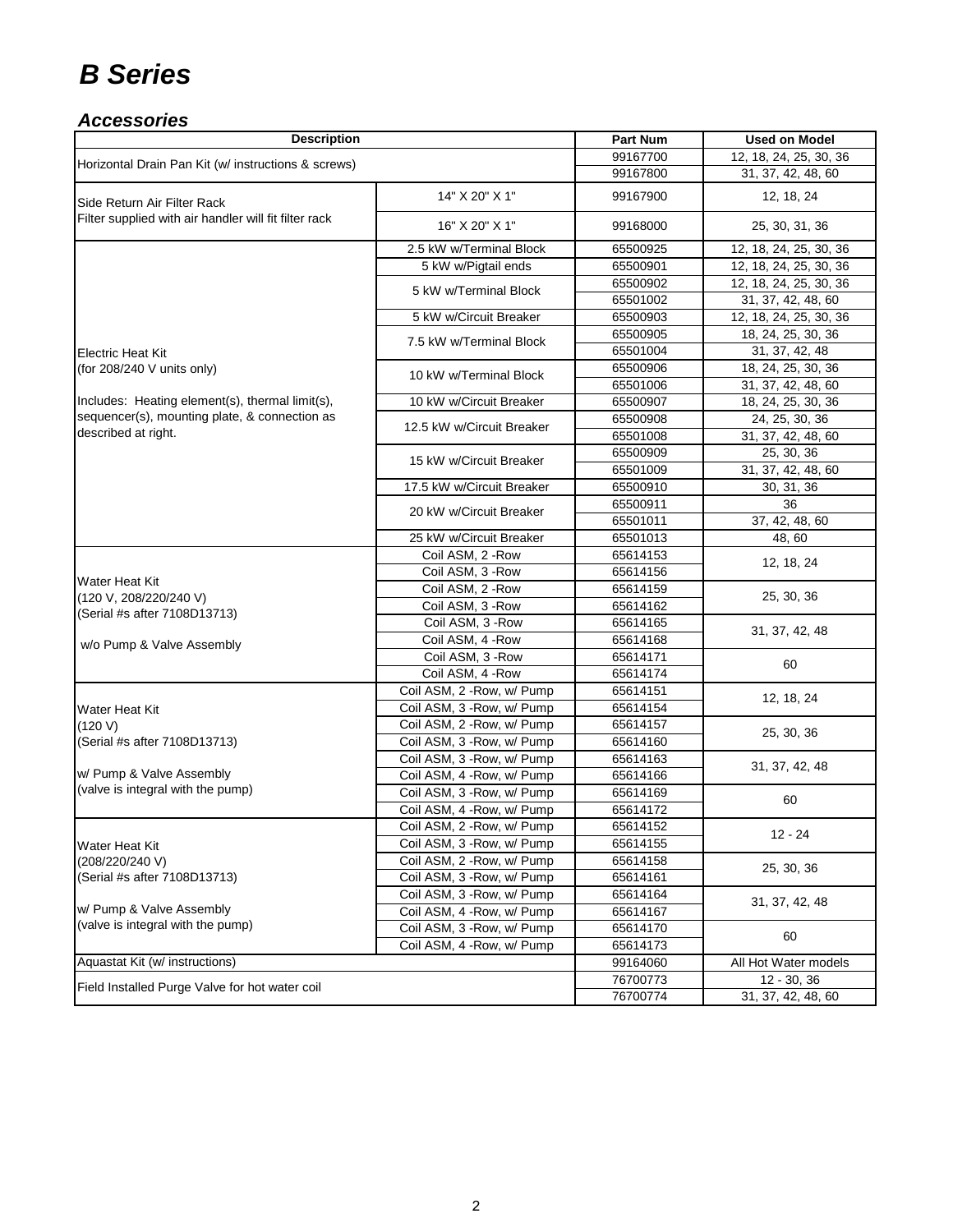# B Series

## Accessories

| Description | | Part Num | Used on Model |
|---|---|---|---|
| Horizontal Drain Pan Kit (w/ instructions & screws) | | 99167700 | 12, 18, 24, 25, 30, 36 |
| | | 99167800 | 31, 37, 42, 48, 60 |
| Side Return Air Filter Rack<br>Filter supplied with air handler will fit filter rack | 14" X 20" X 1" | 99167900 | 12, 18, 24 |
| | 16" X 20" X 1" | 99168000 | 25, 30, 31, 36 |
| Electric Heat Kit<br>(for 208/240 V units only)<br><br>Includes: Heating element(s), thermal limit(s), sequencer(s), mounting plate, & connection as described at right. | 2.5 kW w/Terminal Block | 65500925 | 12, 18, 24, 25, 30, 36 |
| | 5 kW w/Pigtail ends | 65500901 | 12, 18, 24, 25, 30, 36 |
| | 5 kW w/Terminal Block | 65500902 | 12, 18, 24, 25, 30, 36 |
| | | 65501002 | 31, 37, 42, 48, 60 |
| | 5 kW w/Circuit Breaker | 65500903 | 12, 18, 24, 25, 30, 36 |
| | 7.5 kW w/Terminal Block | 65500905 | 18, 24, 25, 30, 36 |
| | | 65501004 | 31, 37, 42, 48 |
| | 10 kW w/Terminal Block | 65500906 | 18, 24, 25, 30, 36 |
| | | 65501006 | 31, 37, 42, 48, 60 |
| | 10 kW w/Circuit Breaker | 65500907 | 18, 24, 25, 30, 36 |
| | 12.5 kW w/Circuit Breaker | 65500908 | 24, 25, 30, 36 |
| | | 65501008 | 31, 37, 42, 48, 60 |
| | 15 kW w/Circuit Breaker | 65500909 | 25, 30, 36 |
| | | 65501009 | 31, 37, 42, 48, 60 |
| | 17.5 kW w/Circuit Breaker | 65500910 | 30, 31, 36 |
| | 20 kW w/Circuit Breaker | 65500911 | 36 |
| | | 65501011 | 37, 42, 48, 60 |
| | 25 kW w/Circuit Breaker | 65501013 | 48, 60 |
| Water Heat Kit<br>(120 V, 208/220/240 V)<br>(Serial #s after 7108D13713)<br><br>w/o Pump & Valve Assembly | Coil ASM, 2 -Row | 65614153 | 12, 18, 24 |
| | Coil ASM, 3 -Row | 65614156 | |
| | Coil ASM, 2 -Row | 65614159 | 25, 30, 36 |
| | Coil ASM, 3 -Row | 65614162 | |
| | Coil ASM, 3 -Row | 65614165 | 31, 37, 42, 48 |
| | Coil ASM, 4 -Row | 65614168 | |
| | Coil ASM, 3 -Row | 65614171 | 60 |
| | Coil ASM, 4 -Row | 65614174 | |
| Water Heat Kit<br>(120 V)<br>(Serial #s after 7108D13713)<br><br>w/ Pump & Valve Assembly<br>(valve is integral with the pump) | Coil ASM, 2 -Row, w/ Pump | 65614151 | 12, 18, 24 |
| | Coil ASM, 3 -Row, w/ Pump | 65614154 | |
| | Coil ASM, 2 -Row, w/ Pump | 65614157 | 25, 30, 36 |
| | Coil ASM, 3 -Row, w/ Pump | 65614160 | |
| | Coil ASM, 3 -Row, w/ Pump | 65614163 | 31, 37, 42, 48 |
| | Coil ASM, 4 -Row, w/ Pump | 65614166 | |
| | Coil ASM, 3 -Row, w/ Pump | 65614169 | 60 |
| | Coil ASM, 4 -Row, w/ Pump | 65614172 | |
| Water Heat Kit<br>(208/220/240 V)<br>(Serial #s after 7108D13713)<br><br>w/ Pump & Valve Assembly<br>(valve is integral with the pump) | Coil ASM, 2 -Row, w/ Pump | 65614152 | 12 - 24 |
| | Coil ASM, 3 -Row, w/ Pump | 65614155 | |
| | Coil ASM, 2 -Row, w/ Pump | 65614158 | 25, 30, 36 |
| | Coil ASM, 3 -Row, w/ Pump | 65614161 | |
| | Coil ASM, 3 -Row, w/ Pump | 65614164 | 31, 37, 42, 48 |
| | Coil ASM, 4 -Row, w/ Pump | 65614167 | |
| | Coil ASM, 3 -Row, w/ Pump | 65614170 | 60 |
| | Coil ASM, 4 -Row, w/ Pump | 65614173 | |
| Aquastat Kit (w/ instructions) | | 99164060 | All Hot Water models |
| Field Installed Purge Valve for hot water coil | | 76700773 | 12 - 30, 36 |
| | | 76700774 | 31, 37, 42, 48, 60 |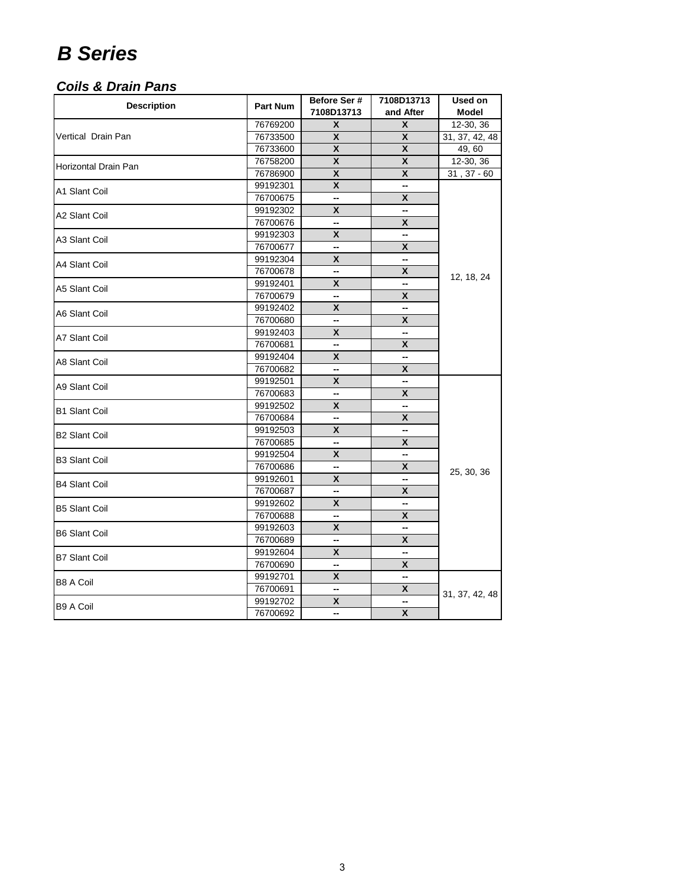# B Series

## Coils & Drain Pans

| Description | Part Num | Before Ser # 7108D13713 | 7108D13713 and After | Used on Model |
|---|---|---|---|---|
| Vertical Drain Pan | 76769200 | X | X | 12-30, 36 |
| | 76733500 | X | X | 31, 37, 42, 48 |
| | 76733600 | X | X | 49, 60 |
| Horizontal Drain Pan | 76758200 | X | X | 12-30, 36 |
| | 76786900 | X | X | 31 , 37 - 60 |
| A1 Slant Coil | 99192301 | X | -- | 12, 18, 24 |
| | 76700675 | -- | X | |
| A2 Slant Coil | 99192302 | X | -- | |
| | 76700676 | -- | X | |
| A3 Slant Coil | 99192303 | X | -- | |
| | 76700677 | -- | X | |
| A4 Slant Coil | 99192304 | X | -- | |
| | 76700678 | -- | X | |
| A5 Slant Coil | 99192401 | X | -- | |
| | 76700679 | -- | X | |
| A6 Slant Coil | 99192402 | X | -- | |
| | 76700680 | -- | X | |
| A7 Slant Coil | 99192403 | X | -- | |
| | 76700681 | -- | X | |
| A8 Slant Coil | 99192404 | X | -- | |
| | 76700682 | -- | X | |
| A9 Slant Coil | 99192501 | X | -- | 25, 30, 36 |
| | 76700683 | -- | X | |
| B1 Slant Coil | 99192502 | X | -- | |
| | 76700684 | -- | X | |
| B2 Slant Coil | 99192503 | X | -- | |
| | 76700685 | -- | X | |
| B3 Slant Coil | 99192504 | X | -- | |
| | 76700686 | -- | X | |
| B4 Slant Coil | 99192601 | X | -- | |
| | 76700687 | -- | X | |
| B5 Slant Coil | 99192602 | X | -- | |
| | 76700688 | -- | X | |
| B6 Slant Coil | 99192603 | X | -- | |
| | 76700689 | -- | X | |
| B7 Slant Coil | 99192604 | X | -- | |
| | 76700690 | -- | X | |
| B8 A Coil | 99192701 | X | -- | 31, 37, 42, 48 |
| | 76700691 | -- | X | |
| B9 A Coil | 99192702 | X | -- | |
| | 76700692 | -- | X | |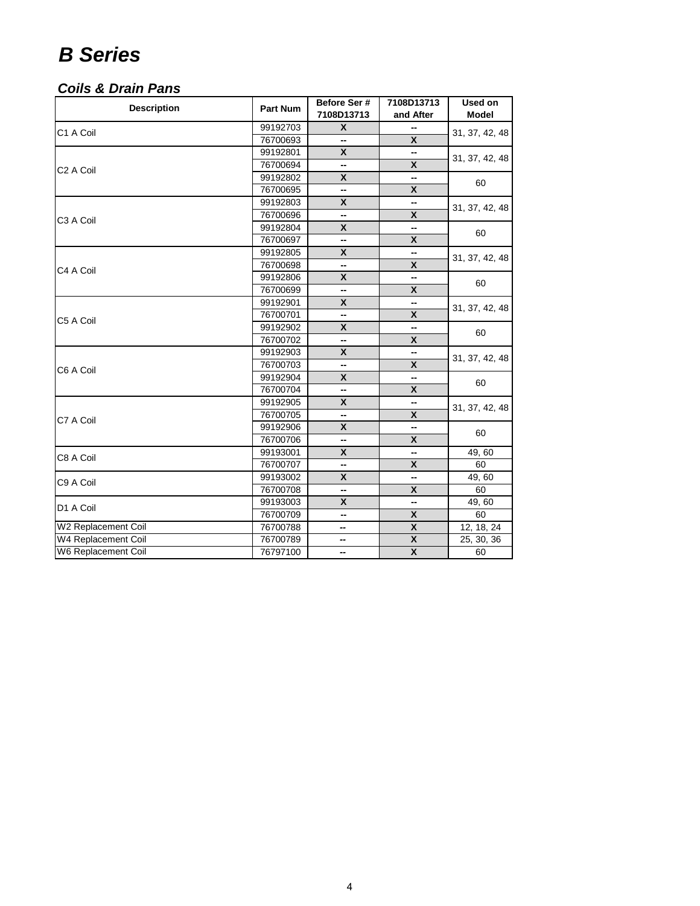# B Series

## Coils & Drain Pans

| Description | Part Num | Before Ser # 7108D13713 | 7108D13713 and After | Used on Model |
|---|---|---|---|---|
| C1 A Coil | 99192703 | X | -- | 31, 37, 42, 48 |
| | 76700693 | -- | X | |
| C2 A Coil | 99192801 | X | -- | 31, 37, 42, 48 |
| | 76700694 | -- | X | |
| | 99192802 | X | -- | 60 |
| | 76700695 | -- | X | |
| C3 A Coil | 99192803 | X | -- | 31, 37, 42, 48 |
| | 76700696 | -- | X | |
| | 99192804 | X | -- | 60 |
| | 76700697 | -- | X | |
| C4 A Coil | 99192805 | X | -- | 31, 37, 42, 48 |
| | 76700698 | -- | X | |
| | 99192806 | X | -- | 60 |
| | 76700699 | -- | X | |
| C5 A Coil | 99192901 | X | -- | 31, 37, 42, 48 |
| | 76700701 | -- | X | |
| | 99192902 | X | -- | 60 |
| | 76700702 | -- | X | |
| C6 A Coil | 99192903 | X | -- | 31, 37, 42, 48 |
| | 76700703 | -- | X | |
| | 99192904 | X | -- | 60 |
| | 76700704 | -- | X | |
| C7 A Coil | 99192905 | X | -- | 31, 37, 42, 48 |
| | 76700705 | -- | X | |
| | 99192906 | X | -- | 60 |
| | 76700706 | -- | X | |
| C8 A Coil | 99193001 | X | -- | 49, 60 |
| | 76700707 | -- | X | 60 |
| C9 A Coil | 99193002 | X | -- | 49, 60 |
| | 76700708 | -- | X | 60 |
| D1 A Coil | 99193003 | X | -- | 49, 60 |
| | 76700709 | -- | X | 60 |
| W2 Replacement Coil | 76700788 | -- | X | 12, 18, 24 |
| W4 Replacement Coil | 76700789 | -- | X | 25, 30, 36 |
| W6 Replacement Coil | 76797100 | -- | X | 60 |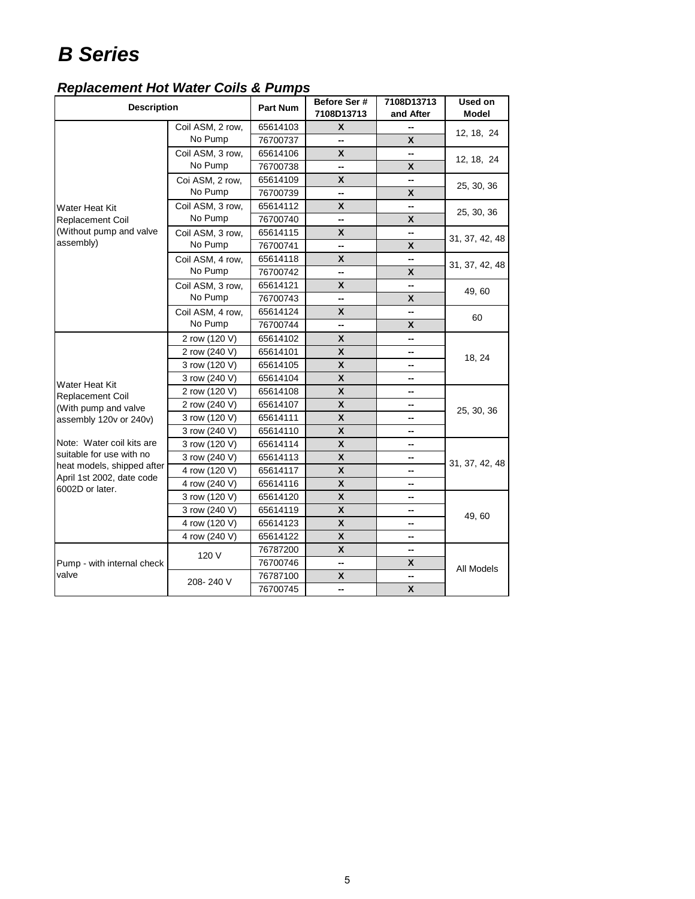# B Series

## Replacement Hot Water Coils & Pumps

| Description | | Part Num | Before Ser # 7108D13713 | 7108D13713 and After | Used on Model |
|---|---|---|---|---|---|
| Water Heat Kit Replacement Coil (Without pump and valve assembly) | Coil ASM, 2 row, No Pump | 65614103 | X | -- | 12, 18, 24 |
| | | 76700737 | -- | X | |
| | Coil ASM, 3 row, No Pump | 65614106 | X | -- | 12, 18, 24 |
| | | 76700738 | -- | X | |
| | Coi ASM, 2 row, No Pump | 65614109 | X | -- | 25, 30, 36 |
| | | 76700739 | -- | X | |
| | Coil ASM, 3 row, No Pump | 65614112 | X | -- | 25, 30, 36 |
| | | 76700740 | -- | X | |
| | Coil ASM, 3 row, No Pump | 65614115 | X | -- | 31, 37, 42, 48 |
| | | 76700741 | -- | X | |
| | Coil ASM, 4 row, No Pump | 65614118 | X | -- | 31, 37, 42, 48 |
| | | 76700742 | -- | X | |
| | Coil ASM, 3 row, No Pump | 65614121 | X | -- | 49, 60 |
| | | 76700743 | -- | X | |
| | Coil ASM, 4 row, No Pump | 65614124 | X | -- | 60 |
| | | 76700744 | -- | X | |
| Water Heat Kit Replacement Coil (With pump and valve assembly 120v or 240v) Note: Water coil kits are suitable for use with no heat models, shipped after April 1st 2002, date code 6002D or later. | 2 row (120 V) | 65614102 | X | -- | 18, 24 |
| | 2 row (240 V) | 65614101 | X | -- | |
| | 3 row (120 V) | 65614105 | X | -- | |
| | 3 row (240 V) | 65614104 | X | -- | |
| | 2 row (120 V) | 65614108 | X | -- | 25, 30, 36 |
| | 2 row (240 V) | 65614107 | X | -- | |
| | 3 row (120 V) | 65614111 | X | -- | |
| | 3 row (240 V) | 65614110 | X | -- | |
| | 3 row (120 V) | 65614114 | X | -- | 31, 37, 42, 48 |
| | 3 row (240 V) | 65614113 | X | -- | |
| | 4 row (120 V) | 65614117 | X | -- | |
| | 4 row (240 V) | 65614116 | X | -- | |
| | 3 row (120 V) | 65614120 | X | -- | 49, 60 |
| | 3 row (240 V) | 65614119 | X | -- | |
| | 4 row (120 V) | 65614123 | X | -- | |
| | 4 row (240 V) | 65614122 | X | -- | |
| Pump - with internal check valve | 120 V | 76787200 | X | -- | All Models |
| | | 76700746 | -- | X | |
| | 208- 240 V | 76787100 | X | -- | |
| | | 76700745 | -- | X | |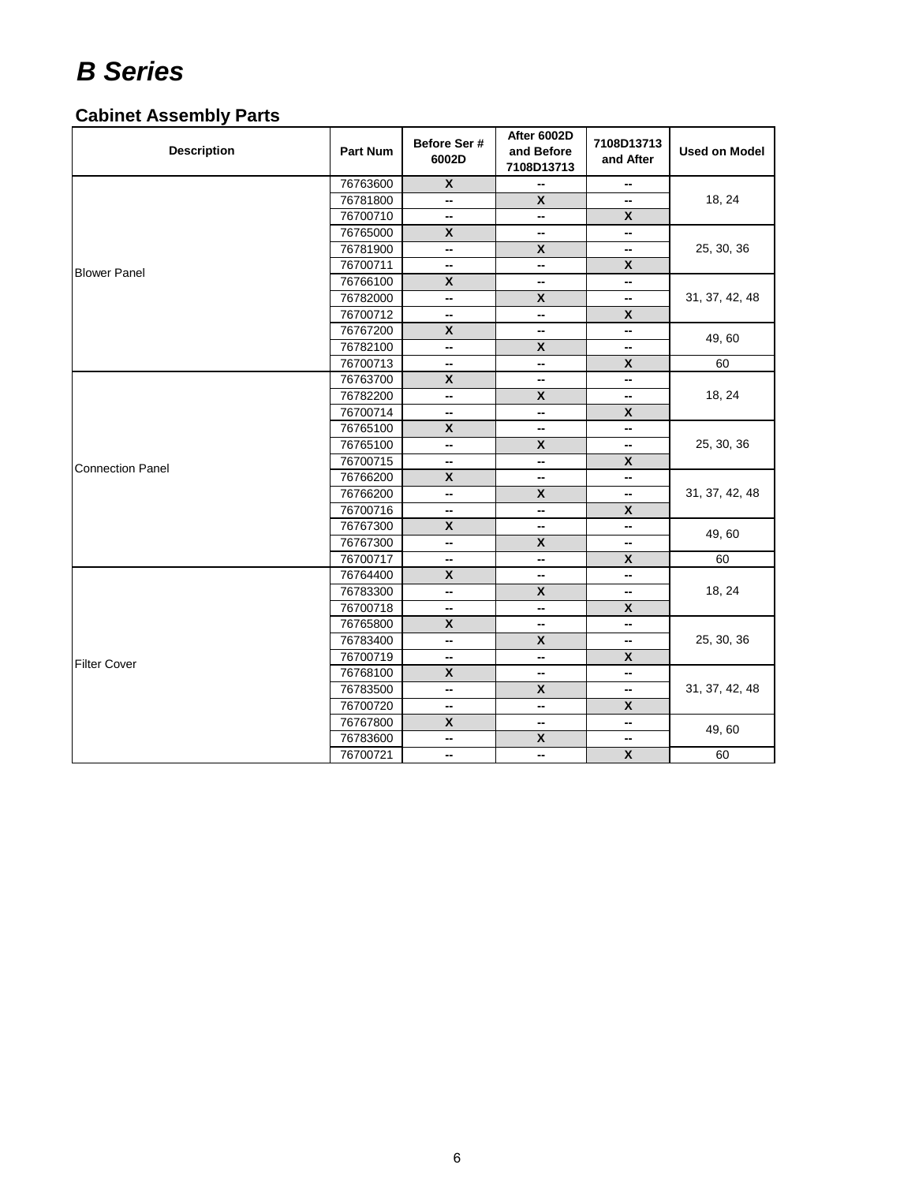# *B Series*

## Cabinet Assembly Parts

| Description | Part Num | Before Ser # 6002D | After 6002D and Before 7108D13713 | 7108D13713 and After | Used on Model |
|---|---|---|---|---|---|
| Blower Panel | 76763600 | X | -- | -- | 18, 24 |
| | 76781800 | -- | X | -- | |
| | 76700710 | -- | -- | X | |
| | 76765000 | X | -- | -- | 25, 30, 36 |
| | 76781900 | -- | X | -- | |
| | 76700711 | -- | -- | X | |
| | 76766100 | X | -- | -- | 31, 37, 42, 48 |
| | 76782000 | -- | X | -- | |
| | 76700712 | -- | -- | X | |
| | 76767200 | X | -- | -- | 49, 60 |
| | 76782100 | -- | X | -- | |
| | 76700713 | -- | -- | X | 60 |
| Connection Panel | 76763700 | X | -- | -- | 18, 24 |
| | 76782200 | -- | X | -- | |
| | 76700714 | -- | -- | X | |
| | 76765100 | X | -- | -- | 25, 30, 36 |
| | 76765100 | -- | X | -- | |
| | 76700715 | -- | -- | X | |
| | 76766200 | X | -- | -- | 31, 37, 42, 48 |
| | 76766200 | -- | X | -- | |
| | 76700716 | -- | -- | X | |
| | 76767300 | X | -- | -- | 49, 60 |
| | 76767300 | -- | X | -- | |
| | 76700717 | -- | -- | X | 60 |
| Filter Cover | 76764400 | X | -- | -- | 18, 24 |
| | 76783300 | -- | X | -- | |
| | 76700718 | -- | -- | X | |
| | 76765800 | X | -- | -- | 25, 30, 36 |
| | 76783400 | -- | X | -- | |
| | 76700719 | -- | -- | X | |
| | 76768100 | X | -- | -- | 31, 37, 42, 48 |
| | 76783500 | -- | X | -- | |
| | 76700720 | -- | -- | X | |
| | 76767800 | X | -- | -- | 49, 60 |
| | 76783600 | -- | X | -- | |
| | 76700721 | -- | -- | X | 60 |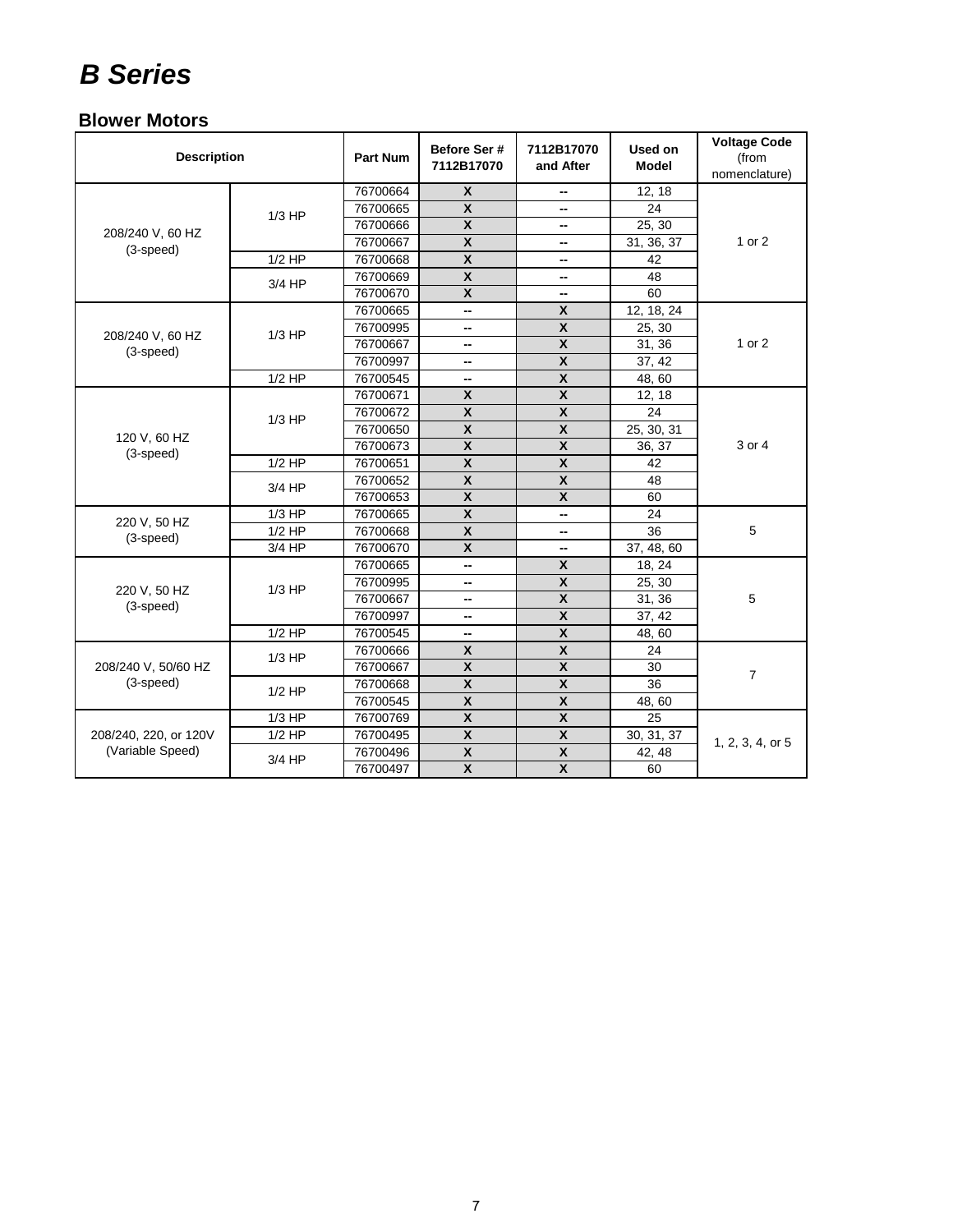# B Series

## Blower Motors

| Description | | Part Num | Before Ser # 7112B17070 | 7112B17070 and After | Used on Model | Voltage Code (from nomenclature) |
|---|---|---|---|---|---|---|
| 208/240 V, 60 HZ (3-speed) | 1/3 HP | 76700664 | X | -- | 12, 18 | 1 or 2 |
| | | 76700665 | X | -- | 24 | |
| | | 76700666 | X | -- | 25, 30 | |
| | | 76700667 | X | -- | 31, 36, 37 | |
| | 1/2 HP | 76700668 | X | -- | 42 | |
| | 3/4 HP | 76700669 | X | -- | 48 | |
| | | 76700670 | X | -- | 60 | |
| 208/240 V, 60 HZ (3-speed) | 1/3 HP | 76700665 | -- | X | 12, 18, 24 | 1 or 2 |
| | | 76700995 | -- | X | 25, 30 | |
| | | 76700667 | -- | X | 31, 36 | |
| | | 76700997 | -- | X | 37, 42 | |
| | 1/2 HP | 76700545 | -- | X | 48, 60 | |
| 120 V, 60 HZ (3-speed) | 1/3 HP | 76700671 | X | X | 12, 18 | 3 or 4 |
| | | 76700672 | X | X | 24 | |
| | | 76700650 | X | X | 25, 30, 31 | |
| | | 76700673 | X | X | 36, 37 | |
| | 1/2 HP | 76700651 | X | X | 42 | |
| | 3/4 HP | 76700652 | X | X | 48 | |
| | | 76700653 | X | X | 60 | |
| 220 V, 50 HZ (3-speed) | 1/3 HP | 76700665 | X | -- | 24 | 5 |
| | 1/2 HP | 76700668 | X | -- | 36 | |
| | 3/4 HP | 76700670 | X | -- | 37, 48, 60 | |
| 220 V, 50 HZ (3-speed) | 1/3 HP | 76700665 | -- | X | 18, 24 | 5 |
| | | 76700995 | -- | X | 25, 30 | |
| | | 76700667 | -- | X | 31, 36 | |
| | | 76700997 | -- | X | 37, 42 | |
| | 1/2 HP | 76700545 | -- | X | 48, 60 | |
| 208/240 V, 50/60 HZ (3-speed) | 1/3 HP | 76700666 | X | X | 24 | 7 |
| | | 76700667 | X | X | 30 | |
| | 1/2 HP | 76700668 | X | X | 36 | |
| | | 76700545 | X | X | 48, 60 | |
| 208/240, 220, or 120V (Variable Speed) | 1/3 HP | 76700769 | X | X | 25 | 1, 2, 3, 4, or 5 |
| | 1/2 HP | 76700495 | X | X | 30, 31, 37 | |
| | 3/4 HP | 76700496 | X | X | 42, 48 | |
| | | 76700497 | X | X | 60 | |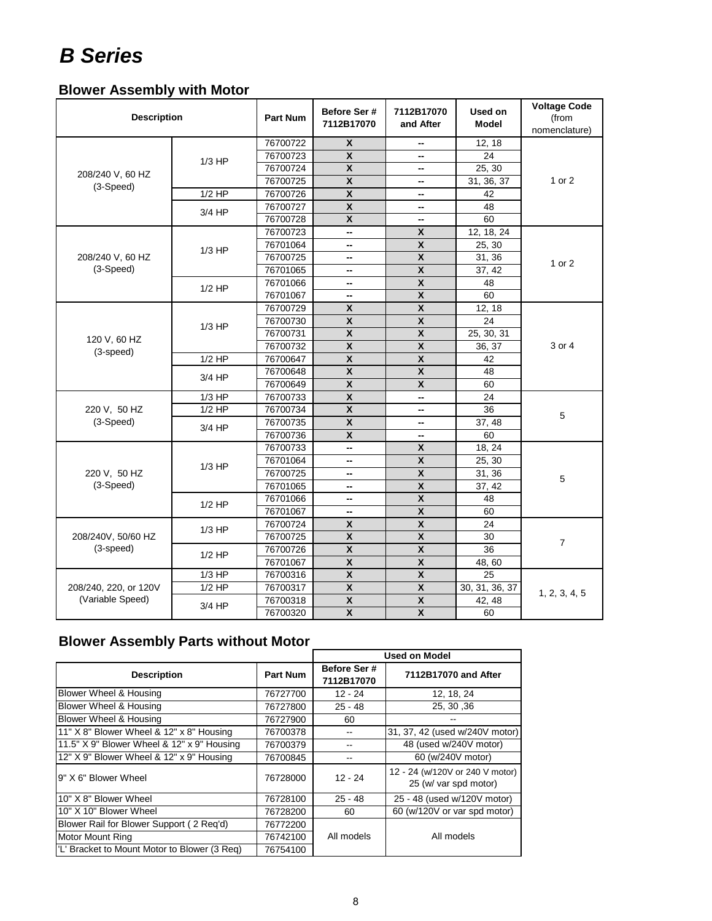# *B Series*

## Blower Assembly with Motor

| Description | | Part Num | Before Ser # 7112B17070 | 7112B17070 and After | Used on Model | Voltage Code (from nomenclature) |
|---|---|---|---|---|---|---|
| 208/240 V, 60 HZ (3-Speed) | 1/3 HP | 76700722 | X | -- | 12, 18 | 1 or 2 |
| | | 76700723 | X | -- | 24 | |
| | | 76700724 | X | -- | 25, 30 | |
| | | 76700725 | X | -- | 31, 36, 37 | |
| | 1/2 HP | 76700726 | X | -- | 42 | |
| | 3/4 HP | 76700727 | X | -- | 48 | |
| | | 76700728 | X | -- | 60 | |
| 208/240 V, 60 HZ (3-Speed) | 1/3 HP | 76700723 | -- | X | 12, 18, 24 | 1 or 2 |
| | | 76701064 | -- | X | 25, 30 | |
| | | 76700725 | -- | X | 31, 36 | |
| | | 76701065 | -- | X | 37, 42 | |
| | 1/2 HP | 76701066 | -- | X | 48 | |
| | | 76701067 | -- | X | 60 | |
| 120 V, 60 HZ (3-speed) | 1/3 HP | 76700729 | X | X | 12, 18 | 3 or 4 |
| | | 76700730 | X | X | 24 | |
| | | 76700731 | X | X | 25, 30, 31 | |
| | | 76700732 | X | X | 36, 37 | |
| | 1/2 HP | 76700647 | X | X | 42 | |
| | 3/4 HP | 76700648 | X | X | 48 | |
| | | 76700649 | X | X | 60 | |
| 220 V, 50 HZ (3-Speed) | 1/3 HP | 76700733 | X | -- | 24 | 5 |
| | 1/2 HP | 76700734 | X | -- | 36 | |
| | 3/4 HP | 76700735 | X | -- | 37, 48 | |
| | | 76700736 | X | -- | 60 | |
| 220 V, 50 HZ (3-Speed) | 1/3 HP | 76700733 | -- | X | 18, 24 | 5 |
| | | 76701064 | -- | X | 25, 30 | |
| | | 76700725 | -- | X | 31, 36 | |
| | | 76701065 | -- | X | 37, 42 | |
| | 1/2 HP | 76701066 | -- | X | 48 | |
| | | 76701067 | -- | X | 60 | |
| 208/240V, 50/60 HZ (3-speed) | 1/3 HP | 76700724 | X | X | 24 | 7 |
| | | 76700725 | X | X | 30 | |
| | 1/2 HP | 76700726 | X | X | 36 | |
| | | 76701067 | X | X | 48, 60 | |
| 208/240, 220, or 120V (Variable Speed) | 1/3 HP | 76700316 | X | X | 25 | 1, 2, 3, 4, 5 |
| | 1/2 HP | 76700317 | X | X | 30, 31, 36, 37 | |
| | 3/4 HP | 76700318 | X | X | 42, 48 | |
| | | 76700320 | X | X | 60 | |

## Blower Assembly Parts without Motor

| Description | Part Num | Used on Model: Before Ser # 7112B17070 | Used on Model: 7112B17070 and After |
|---|---|---|---|
| Blower Wheel & Housing | 76727700 | 12 - 24 | 12, 18, 24 |
| Blower Wheel & Housing | 76727800 | 25 - 48 | 25, 30 ,36 |
| Blower Wheel & Housing | 76727900 | 60 | -- |
| 11" X 8" Blower Wheel & 12" x 8" Housing | 76700378 | -- | 31, 37, 42 (used w/240V motor) |
| 11.5" X 9" Blower Wheel & 12" x 9" Housing | 76700379 | -- | 48 (used w/240V motor) |
| 12" X 9" Blower Wheel & 12" x 9" Housing | 76700845 | -- | 60 (w/240V motor) |
| 9" X 6" Blower Wheel | 76728000 | 12 - 24 | 12 - 24 (w/120V or 240 V motor) 25 (w/ var spd motor) |
| 10" X 8" Blower Wheel | 76728100 | 25 - 48 | 25 - 48 (used w/120V motor) |
| 10" X 10" Blower Wheel | 76728200 | 60 | 60 (w/120V or var spd motor) |
| Blower Rail for Blower Support ( 2 Req'd) | 76772200 | All models | All models |
| Motor Mount Ring | 76742100 | | |
| 'L' Bracket to Mount Motor to Blower (3 Req) | 76754100 | | |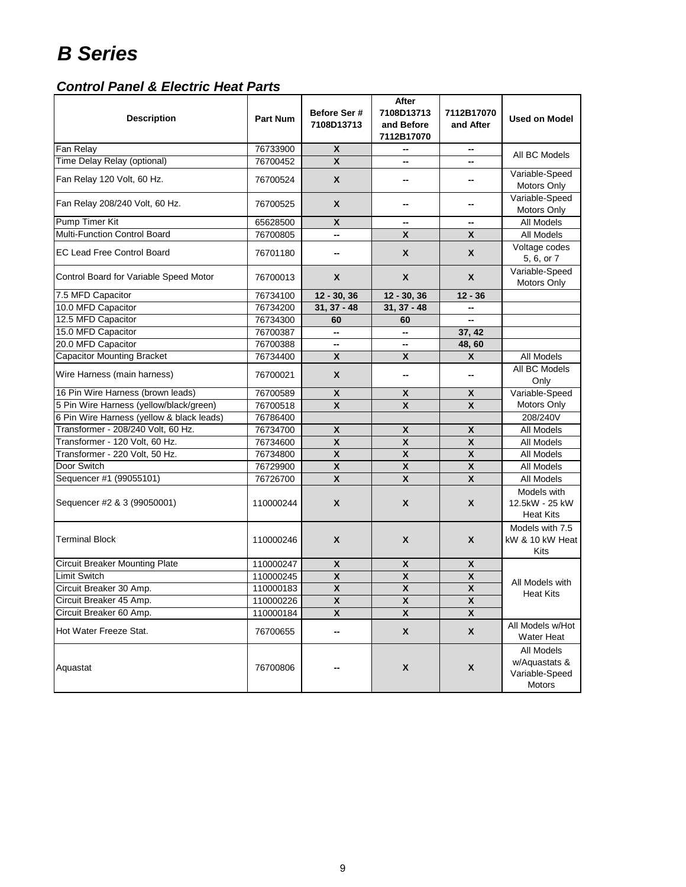# B Series

## Control Panel & Electric Heat Parts

| Description | Part Num | Before Ser # 7108D13713 | After 7108D13713 and Before 7112B17070 | 7112B17070 and After | Used on Model |
|---|---|---|---|---|---|
| Fan Relay | 76733900 | X | -- | -- | All BC Models |
| Time Delay Relay (optional) | 76700452 | X | -- | -- | |
| Fan Relay 120 Volt, 60 Hz. | 76700524 | X | -- | -- | Variable-Speed Motors Only |
| Fan Relay 208/240 Volt, 60 Hz. | 76700525 | X | -- | -- | Variable-Speed Motors Only |
| Pump Timer Kit | 65628500 | X | -- | -- | All Models |
| Multi-Function Control Board | 76700805 | -- | X | X | All Models |
| EC Lead Free Control Board | 76701180 | -- | X | X | Voltage codes 5, 6, or 7 |
| Control Board for Variable Speed Motor | 76700013 | X | X | X | Variable-Speed Motors Only |
| 7.5 MFD Capacitor | 76734100 | 12 - 30, 36 | 12 - 30, 36 | 12 - 36 | |
| 10.0 MFD Capacitor | 76734200 | 31, 37 - 48 | 31, 37 - 48 | -- | |
| 12.5 MFD Capacitor | 76734300 | 60 | 60 | -- | |
| 15.0 MFD Capacitor | 76700387 | -- | -- | 37, 42 | |
| 20.0 MFD Capacitor | 76700388 | -- | -- | 48, 60 | |
| Capacitor Mounting Bracket | 76734400 | X | X | X | All Models |
| Wire Harness (main harness) | 76700021 | X | -- | -- | All BC Models Only |
| 16 Pin Wire Harness (brown leads) | 76700589 | X | X | X | Variable-Speed Motors Only |
| 5 Pin Wire Harness (yellow/black/green) | 76700518 | X | X | X | |
| 6 Pin Wire Harness (yellow & black leads) | 76786400 | | | | 208/240V |
| Transformer - 208/240 Volt, 60 Hz. | 76734700 | X | X | X | All Models |
| Transformer - 120 Volt, 60 Hz. | 76734600 | X | X | X | All Models |
| Transformer - 220 Volt, 50 Hz. | 76734800 | X | X | X | All Models |
| Door Switch | 76729900 | X | X | X | All Models |
| Sequencer #1 (99055101) | 76726700 | X | X | X | All Models |
| Sequencer #2 & 3 (99050001) | 110000244 | X | X | X | Models with 12.5kW - 25 kW Heat Kits |
| Terminal Block | 110000246 | X | X | X | Models with 7.5 kW & 10 kW Heat Kits |
| Circuit Breaker Mounting Plate | 110000247 | X | X | X | All Models with Heat Kits |
| Limit Switch | 110000245 | X | X | X | |
| Circuit Breaker 30 Amp. | 110000183 | X | X | X | |
| Circuit Breaker 45 Amp. | 110000226 | X | X | X | |
| Circuit Breaker 60 Amp. | 110000184 | X | X | X | |
| Hot Water Freeze Stat. | 76700655 | -- | X | X | All Models w/Hot Water Heat |
| Aquastat | 76700806 | -- | X | X | All Models w/Aquastats & Variable-Speed Motors |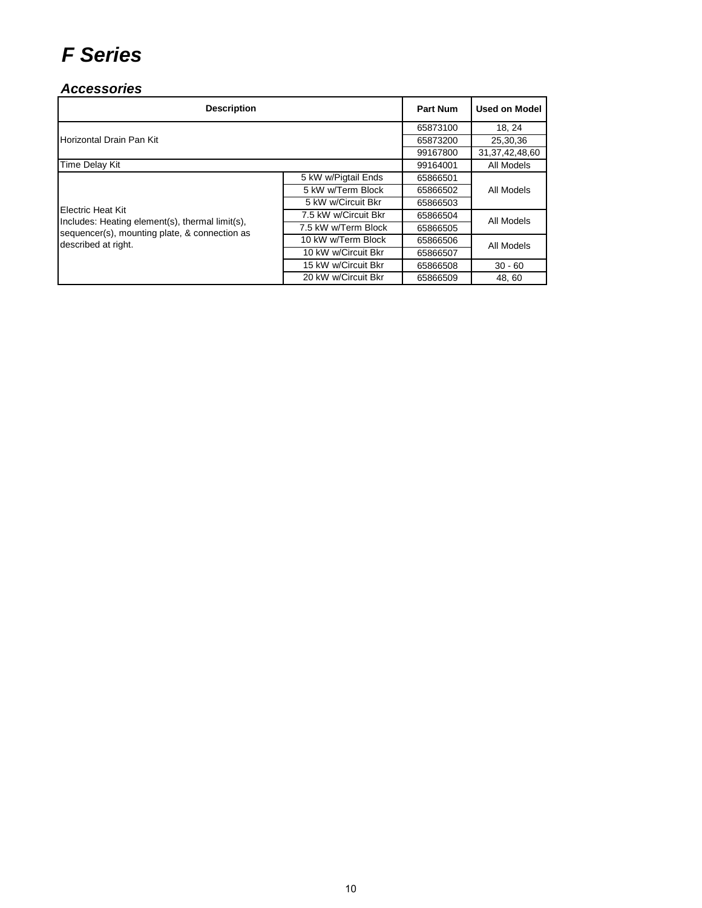# F Series

## Accessories

| Description | | Part Num | Used on Model |
|---|---|---|---|
| Horizontal Drain Pan Kit | | 65873100 | 18, 24 |
| | | 65873200 | 25,30,36 |
| | | 99167800 | 31,37,42,48,60 |
| Time Delay Kit | | 99164001 | All Models |
| Electric Heat Kit<br>Includes: Heating element(s), thermal limit(s), sequencer(s), mounting plate, & connection as described at right. | 5 kW w/Pigtail Ends | 65866501 | All Models |
| | 5 kW w/Term Block | 65866502 | |
| | 5 kW w/Circuit Bkr | 65866503 | |
| | 7.5 kW w/Circuit Bkr | 65866504 | All Models |
| | 7.5 kW w/Term Block | 65866505 | |
| | 10 kW w/Term Block | 65866506 | All Models |
| | 10 kW w/Circuit Bkr | 65866507 | |
| | 15 kW w/Circuit Bkr | 65866508 | 30 - 60 |
| | 20 kW w/Circuit Bkr | 65866509 | 48, 60 |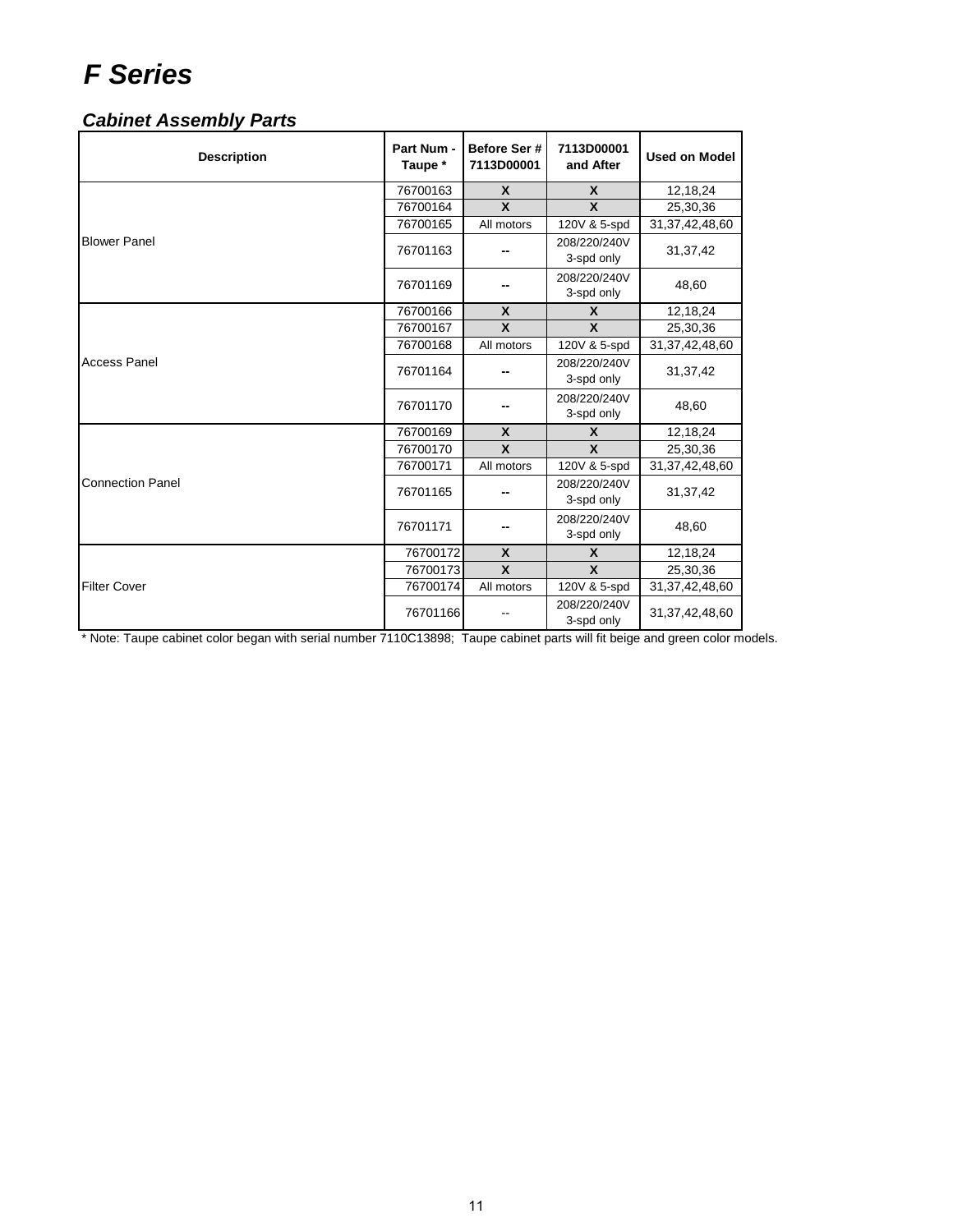# F Series

## Cabinet Assembly Parts

| Description | Part Num - Taupe * | Before Ser # 7113D00001 | 7113D00001 and After | Used on Model |
|---|---|---|---|---|
| Blower Panel | 76700163 | X | X | 12,18,24 |
| | 76700164 | X | X | 25,30,36 |
| | 76700165 | All motors | 120V & 5-spd | 31,37,42,48,60 |
| | 76701163 | -- | 208/220/240V 3-spd only | 31,37,42 |
| | 76701169 | -- | 208/220/240V 3-spd only | 48,60 |
| Access Panel | 76700166 | X | X | 12,18,24 |
| | 76700167 | X | X | 25,30,36 |
| | 76700168 | All motors | 120V & 5-spd | 31,37,42,48,60 |
| | 76701164 | -- | 208/220/240V 3-spd only | 31,37,42 |
| | 76701170 | -- | 208/220/240V 3-spd only | 48,60 |
| Connection Panel | 76700169 | X | X | 12,18,24 |
| | 76700170 | X | X | 25,30,36 |
| | 76700171 | All motors | 120V & 5-spd | 31,37,42,48,60 |
| | 76701165 | -- | 208/220/240V 3-spd only | 31,37,42 |
| | 76701171 | -- | 208/220/240V 3-spd only | 48,60 |
| Filter Cover | 76700172 | X | X | 12,18,24 |
| | 76700173 | X | X | 25,30,36 |
| | 76700174 | All motors | 120V & 5-spd | 31,37,42,48,60 |
| | 76701166 | -- | 208/220/240V 3-spd only | 31,37,42,48,60 |

* Note: Taupe cabinet color began with serial number 7110C13898; Taupe cabinet parts will fit beige and green color models.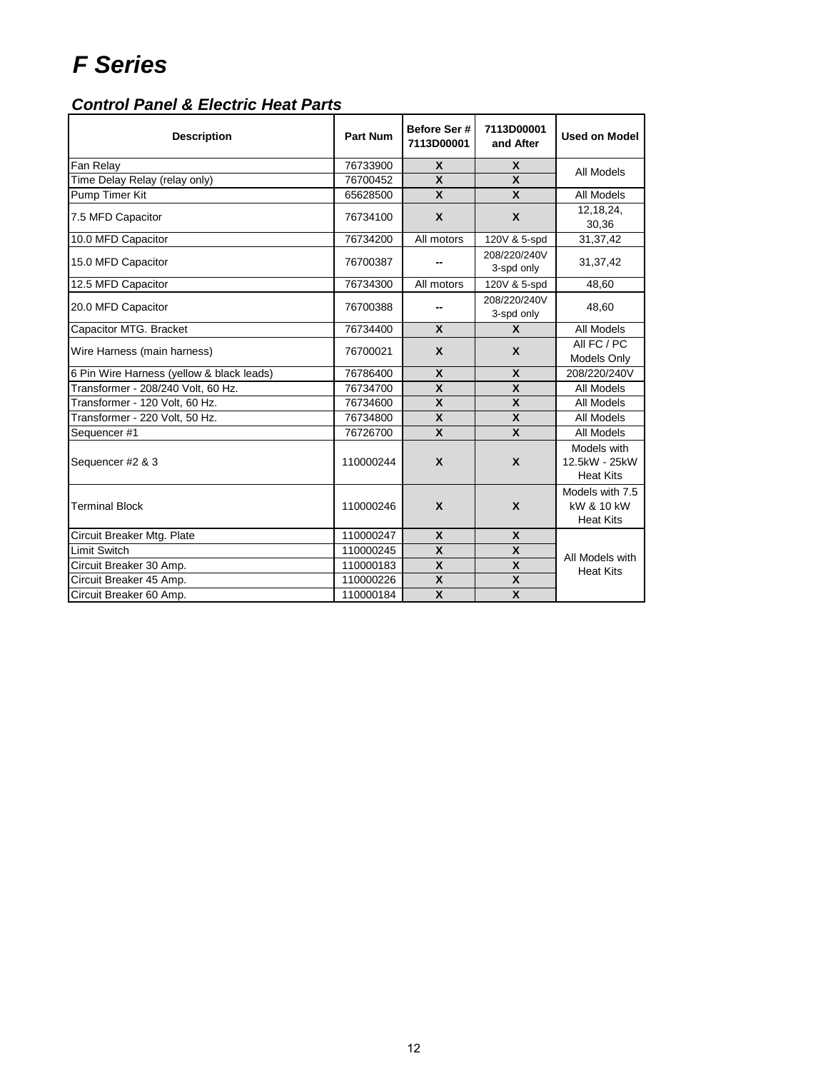# F Series

## Control Panel & Electric Heat Parts

| Description | Part Num | Before Ser # 7113D00001 | 7113D00001 and After | Used on Model |
|---|---|---|---|---|
| Fan Relay | 76733900 | X | X | All Models |
| Time Delay Relay (relay only) | 76700452 | X | X | |
| Pump Timer Kit | 65628500 | X | X | All Models |
| 7.5 MFD Capacitor | 76734100 | X | X | 12,18,24, 30,36 |
| 10.0 MFD Capacitor | 76734200 | All motors | 120V & 5-spd | 31,37,42 |
| 15.0 MFD Capacitor | 76700387 | -- | 208/220/240V 3-spd only | 31,37,42 |
| 12.5 MFD Capacitor | 76734300 | All motors | 120V & 5-spd | 48,60 |
| 20.0 MFD Capacitor | 76700388 | -- | 208/220/240V 3-spd only | 48,60 |
| Capacitor MTG. Bracket | 76734400 | X | X | All Models |
| Wire Harness (main harness) | 76700021 | X | X | All FC / PC Models Only |
| 6 Pin Wire Harness (yellow & black leads) | 76786400 | X | X | 208/220/240V |
| Transformer - 208/240 Volt, 60 Hz. | 76734700 | X | X | All Models |
| Transformer - 120 Volt, 60 Hz. | 76734600 | X | X | All Models |
| Transformer - 220 Volt, 50 Hz. | 76734800 | X | X | All Models |
| Sequencer #1 | 76726700 | X | X | All Models |
| Sequencer #2 & 3 | 110000244 | X | X | Models with 12.5kW - 25kW Heat Kits |
| Terminal Block | 110000246 | X | X | Models with 7.5 kW & 10 kW Heat Kits |
| Circuit Breaker Mtg. Plate | 110000247 | X | X | All Models with Heat Kits |
| Limit Switch | 110000245 | X | X | |
| Circuit Breaker 30 Amp. | 110000183 | X | X | |
| Circuit Breaker 45 Amp. | 110000226 | X | X | |
| Circuit Breaker 60 Amp. | 110000184 | X | X | |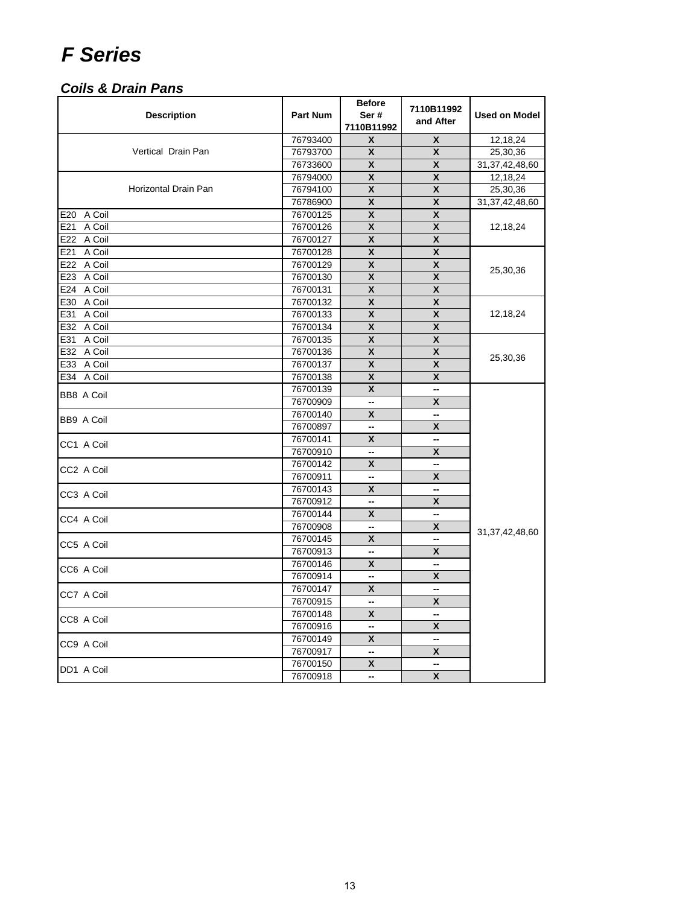# *F Series*

## *Coils & Drain Pans*

| Description | Part Num | Before Ser # 7110B11992 | 7110B11992 and After | Used on Model |
|---|---|---|---|---|
| Vertical Drain Pan | 76793400 | X | X | 12,18,24 |
| | 76793700 | X | X | 25,30,36 |
| | 76733600 | X | X | 31,37,42,48,60 |
| Horizontal Drain Pan | 76794000 | X | X | 12,18,24 |
| | 76794100 | X | X | 25,30,36 |
| | 76786900 | X | X | 31,37,42,48,60 |
| E20 A Coil | 76700125 | X | X | 12,18,24 |
| E21 A Coil | 76700126 | X | X | |
| E22 A Coil | 76700127 | X | X | |
| E21 A Coil | 76700128 | X | X | 25,30,36 |
| E22 A Coil | 76700129 | X | X | |
| E23 A Coil | 76700130 | X | X | |
| E24 A Coil | 76700131 | X | X | |
| E30 A Coil | 76700132 | X | X | 12,18,24 |
| E31 A Coil | 76700133 | X | X | |
| E32 A Coil | 76700134 | X | X | |
| E31 A Coil | 76700135 | X | X | 25,30,36 |
| E32 A Coil | 76700136 | X | X | |
| E33 A Coil | 76700137 | X | X | |
| E34 A Coil | 76700138 | X | X | |
| BB8 A Coil | 76700139 | X | -- | 31,37,42,48,60 |
| | 76700909 | -- | X | |
| BB9 A Coil | 76700140 | X | -- | |
| | 76700897 | -- | X | |
| CC1 A Coil | 76700141 | X | -- | |
| | 76700910 | -- | X | |
| CC2 A Coil | 76700142 | X | -- | |
| | 76700911 | -- | X | |
| CC3 A Coil | 76700143 | X | -- | |
| | 76700912 | -- | X | |
| CC4 A Coil | 76700144 | X | -- | |
| | 76700908 | -- | X | |
| CC5 A Coil | 76700145 | X | -- | |
| | 76700913 | -- | X | |
| CC6 A Coil | 76700146 | X | -- | |
| | 76700914 | -- | X | |
| CC7 A Coil | 76700147 | X | -- | |
| | 76700915 | -- | X | |
| CC8 A Coil | 76700148 | X | -- | |
| | 76700916 | -- | X | |
| CC9 A Coil | 76700149 | X | -- | |
| | 76700917 | -- | X | |
| DD1 A Coil | 76700150 | X | -- | |
| | 76700918 | -- | X | |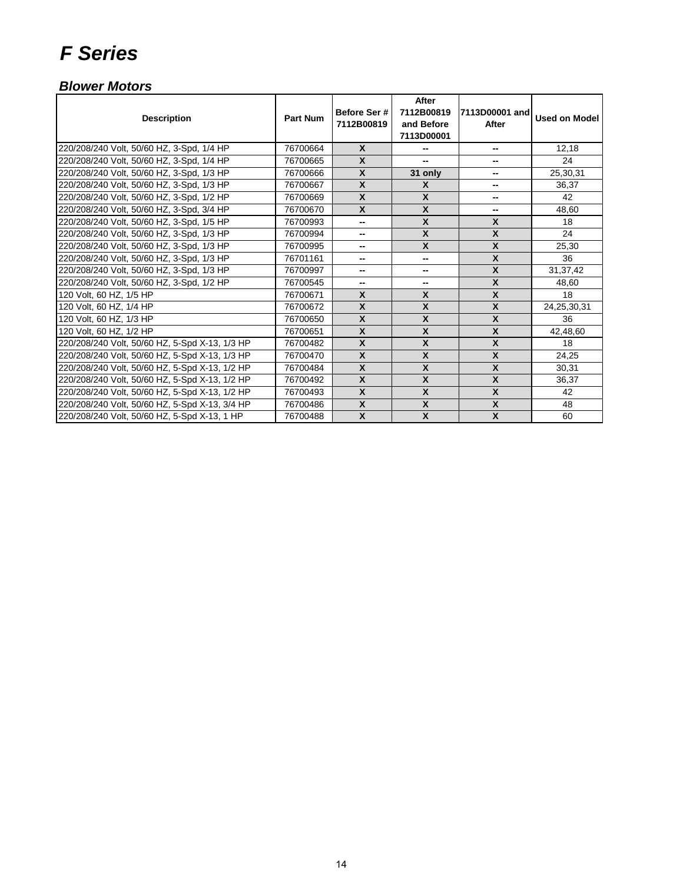# F Series

## Blower Motors

| Description | Part Num | Before Ser # 7112B00819 | After 7112B00819 and Before 7113D00001 | 7113D00001 and After | Used on Model |
|---|---|---|---|---|---|
| 220/208/240 Volt, 50/60 HZ, 3-Spd, 1/4 HP | 76700664 | X | -- | -- | 12,18 |
| 220/208/240 Volt, 50/60 HZ, 3-Spd, 1/4 HP | 76700665 | X | -- | -- | 24 |
| 220/208/240 Volt, 50/60 HZ, 3-Spd, 1/3 HP | 76700666 | X | 31 only | -- | 25,30,31 |
| 220/208/240 Volt, 50/60 HZ, 3-Spd, 1/3 HP | 76700667 | X | X | -- | 36,37 |
| 220/208/240 Volt, 50/60 HZ, 3-Spd, 1/2 HP | 76700669 | X | X | -- | 42 |
| 220/208/240 Volt, 50/60 HZ, 3-Spd, 3/4 HP | 76700670 | X | X | -- | 48,60 |
| 220/208/240 Volt, 50/60 HZ, 3-Spd, 1/5 HP | 76700993 | -- | X | X | 18 |
| 220/208/240 Volt, 50/60 HZ, 3-Spd, 1/3 HP | 76700994 | -- | X | X | 24 |
| 220/208/240 Volt, 50/60 HZ, 3-Spd, 1/3 HP | 76700995 | -- | X | X | 25,30 |
| 220/208/240 Volt, 50/60 HZ, 3-Spd, 1/3 HP | 76701161 | -- | -- | X | 36 |
| 220/208/240 Volt, 50/60 HZ, 3-Spd, 1/3 HP | 76700997 | -- | -- | X | 31,37,42 |
| 220/208/240 Volt, 50/60 HZ, 3-Spd, 1/2 HP | 76700545 | -- | -- | X | 48,60 |
| 120 Volt, 60 HZ, 1/5 HP | 76700671 | X | X | X | 18 |
| 120 Volt, 60 HZ, 1/4 HP | 76700672 | X | X | X | 24,25,30,31 |
| 120 Volt, 60 HZ, 1/3 HP | 76700650 | X | X | X | 36 |
| 120 Volt, 60 HZ, 1/2 HP | 76700651 | X | X | X | 42,48,60 |
| 220/208/240 Volt, 50/60 HZ, 5-Spd X-13, 1/3 HP | 76700482 | X | X | X | 18 |
| 220/208/240 Volt, 50/60 HZ, 5-Spd X-13, 1/3 HP | 76700470 | X | X | X | 24,25 |
| 220/208/240 Volt, 50/60 HZ, 5-Spd X-13, 1/2 HP | 76700484 | X | X | X | 30,31 |
| 220/208/240 Volt, 50/60 HZ, 5-Spd X-13, 1/2 HP | 76700492 | X | X | X | 36,37 |
| 220/208/240 Volt, 50/60 HZ, 5-Spd X-13, 1/2 HP | 76700493 | X | X | X | 42 |
| 220/208/240 Volt, 50/60 HZ, 5-Spd X-13, 3/4 HP | 76700486 | X | X | X | 48 |
| 220/208/240 Volt, 50/60 HZ, 5-Spd X-13, 1 HP | 76700488 | X | X | X | 60 |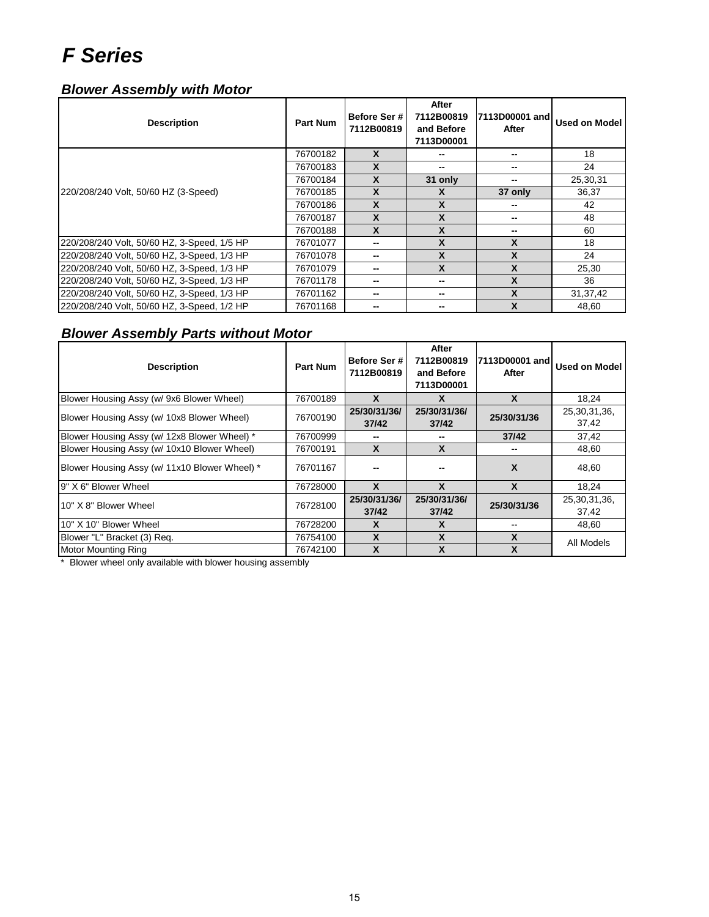# F Series

### Blower Assembly with Motor

| Description | Part Num | Before Ser # 7112B00819 | After 7112B00819 and Before 7113D00001 | 7113D00001 and After | Used on Model |
|---|---|---|---|---|---|
| 220/208/240 Volt, 50/60 HZ (3-Speed) | 76700182 | X | -- | -- | 18 |
| | 76700183 | X | -- | -- | 24 |
| | 76700184 | X | 31 only | -- | 25,30,31 |
| | 76700185 | X | X | 37 only | 36,37 |
| | 76700186 | X | X | -- | 42 |
| | 76700187 | X | X | -- | 48 |
| | 76700188 | X | X | -- | 60 |
| 220/208/240 Volt, 50/60 HZ, 3-Speed, 1/5 HP | 76701077 | -- | X | X | 18 |
| 220/208/240 Volt, 50/60 HZ, 3-Speed, 1/3 HP | 76701078 | -- | X | X | 24 |
| 220/208/240 Volt, 50/60 HZ, 3-Speed, 1/3 HP | 76701079 | -- | X | X | 25,30 |
| 220/208/240 Volt, 50/60 HZ, 3-Speed, 1/3 HP | 76701178 | -- | -- | X | 36 |
| 220/208/240 Volt, 50/60 HZ, 3-Speed, 1/3 HP | 76701162 | -- | -- | X | 31,37,42 |
| 220/208/240 Volt, 50/60 HZ, 3-Speed, 1/2 HP | 76701168 | -- | -- | X | 48,60 |

### Blower Assembly Parts without Motor

| Description | Part Num | Before Ser # 7112B00819 | After 7112B00819 and Before 7113D00001 | 7113D00001 and After | Used on Model |
|---|---|---|---|---|---|
| Blower Housing Assy (w/ 9x6 Blower Wheel) | 76700189 | X | X | X | 18,24 |
| Blower Housing Assy (w/ 10x8 Blower Wheel) | 76700190 | 25/30/31/36/37/42 | 25/30/31/36/37/42 | 25/30/31/36 | 25,30,31,36, 37,42 |
| Blower Housing Assy (w/ 12x8 Blower Wheel) * | 76700999 | -- | -- | 37/42 | 37,42 |
| Blower Housing Assy (w/ 10x10 Blower Wheel) | 76700191 | X | X | -- | 48,60 |
| Blower Housing Assy (w/ 11x10 Blower Wheel) * | 76701167 | -- | -- | X | 48,60 |
| 9" X 6" Blower Wheel | 76728000 | X | X | X | 18,24 |
| 10" X 8" Blower Wheel | 76728100 | 25/30/31/36/37/42 | 25/30/31/36/37/42 | 25/30/31/36 | 25,30,31,36, 37,42 |
| 10" X 10" Blower Wheel | 76728200 | X | X | -- | 48,60 |
| Blower "L" Bracket (3) Req. | 76754100 | X | X | X | All Models |
| Motor Mounting Ring | 76742100 | X | X | X | |

\* Blower wheel only available with blower housing assembly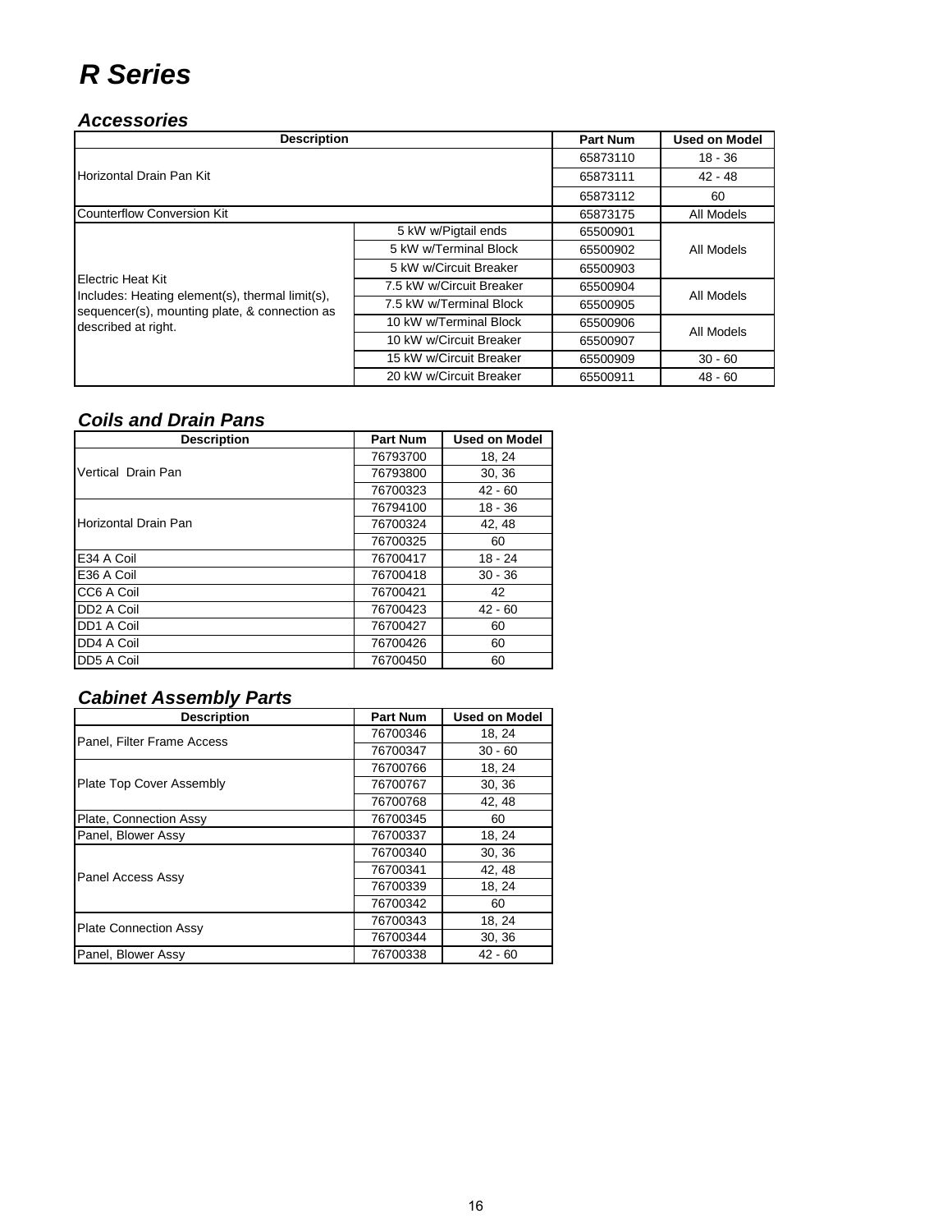# R Series

## Accessories

| Description | | Part Num | Used on Model |
|---|---|---|---|
| Horizontal Drain Pan Kit | | 65873110 | 18 - 36 |
| | | 65873111 | 42 - 48 |
| | | 65873112 | 60 |
| Counterflow Conversion Kit | | 65873175 | All Models |
| Electric Heat Kit Includes: Heating element(s), thermal limit(s), sequencer(s), mounting plate, & connection as described at right. | 5 kW w/Pigtail ends | 65500901 | All Models |
| | 5 kW w/Terminal Block | 65500902 | |
| | 5 kW w/Circuit Breaker | 65500903 | |
| | 7.5 kW w/Circuit Breaker | 65500904 | All Models |
| | 7.5 kW w/Terminal Block | 65500905 | |
| | 10 kW w/Terminal Block | 65500906 | All Models |
| | 10 kW w/Circuit Breaker | 65500907 | |
| | 15 kW w/Circuit Breaker | 65500909 | 30 - 60 |
| | 20 kW w/Circuit Breaker | 65500911 | 48 - 60 |

## Coils and Drain Pans

| Description | Part Num | Used on Model |
|---|---|---|
| Vertical Drain Pan | 76793700 | 18, 24 |
| | 76793800 | 30, 36 |
| | 76700323 | 42 - 60 |
| Horizontal Drain Pan | 76794100 | 18 - 36 |
| | 76700324 | 42, 48 |
| | 76700325 | 60 |
| E34 A Coil | 76700417 | 18 - 24 |
| E36 A Coil | 76700418 | 30 - 36 |
| CC6 A Coil | 76700421 | 42 |
| DD2 A Coil | 76700423 | 42 - 60 |
| DD1 A Coil | 76700427 | 60 |
| DD4 A Coil | 76700426 | 60 |
| DD5 A Coil | 76700450 | 60 |

## Cabinet Assembly Parts

| Description | Part Num | Used on Model |
|---|---|---|
| Panel, Filter Frame Access | 76700346 | 18, 24 |
| | 76700347 | 30 - 60 |
| Plate Top Cover Assembly | 76700766 | 18, 24 |
| | 76700767 | 30, 36 |
| | 76700768 | 42, 48 |
| Plate, Connection Assy | 76700345 | 60 |
| Panel, Blower Assy | 76700337 | 18, 24 |
| Panel Access Assy | 76700340 | 30, 36 |
| | 76700341 | 42, 48 |
| | 76700339 | 18, 24 |
| | 76700342 | 60 |
| Plate Connection Assy | 76700343 | 18, 24 |
| | 76700344 | 30, 36 |
| Panel, Blower Assy | 76700338 | 42 - 60 |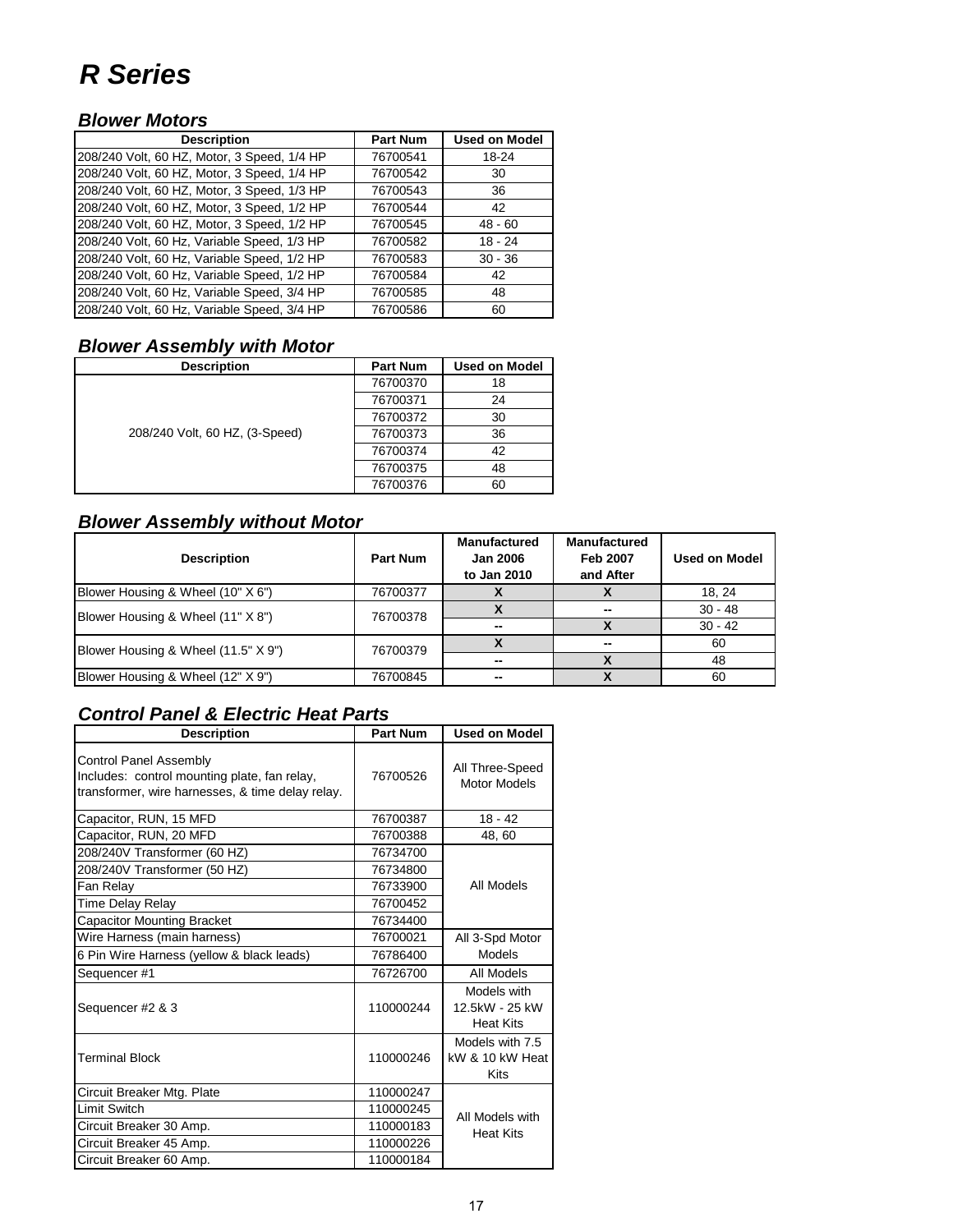# R Series

### Blower Motors

| Description | Part Num | Used on Model |
|---|---|---|
| 208/240 Volt, 60 HZ, Motor, 3 Speed, 1/4 HP | 76700541 | 18-24 |
| 208/240 Volt, 60 HZ, Motor, 3 Speed, 1/4 HP | 76700542 | 30 |
| 208/240 Volt, 60 HZ, Motor, 3 Speed, 1/3 HP | 76700543 | 36 |
| 208/240 Volt, 60 HZ, Motor, 3 Speed, 1/2 HP | 76700544 | 42 |
| 208/240 Volt, 60 HZ, Motor, 3 Speed, 1/2 HP | 76700545 | 48 - 60 |
| 208/240 Volt, 60 Hz, Variable Speed, 1/3 HP | 76700582 | 18 - 24 |
| 208/240 Volt, 60 Hz, Variable Speed, 1/2 HP | 76700583 | 30 - 36 |
| 208/240 Volt, 60 Hz, Variable Speed, 1/2 HP | 76700584 | 42 |
| 208/240 Volt, 60 Hz, Variable Speed, 3/4 HP | 76700585 | 48 |
| 208/240 Volt, 60 Hz, Variable Speed, 3/4 HP | 76700586 | 60 |

### Blower Assembly with Motor

| Description | Part Num | Used on Model |
|---|---|---|
| 208/240 Volt, 60 HZ, (3-Speed) | 76700370 | 18 |
| | 76700371 | 24 |
| | 76700372 | 30 |
| | 76700373 | 36 |
| | 76700374 | 42 |
| | 76700375 | 48 |
| | 76700376 | 60 |

### Blower Assembly without Motor

| Description | Part Num | Manufactured Jan 2006 to Jan 2010 | Manufactured Feb 2007 and After | Used on Model |
|---|---|---|---|---|
| Blower Housing & Wheel (10" X 6") | 76700377 | X | X | 18, 24 |
| Blower Housing & Wheel (11" X 8") | 76700378 | X | -- | 30 - 48 |
| | | -- | X | 30 - 42 |
| Blower Housing & Wheel (11.5" X 9") | 76700379 | X | -- | 60 |
| | | -- | X | 48 |
| Blower Housing & Wheel (12" X 9") | 76700845 | -- | X | 60 |

### Control Panel & Electric Heat Parts

| Description | Part Num | Used on Model |
|---|---|---|
| Control Panel Assembly<br>Includes: control mounting plate, fan relay, transformer, wire harnesses, & time delay relay. | 76700526 | All Three-Speed Motor Models |
| Capacitor, RUN, 15 MFD | 76700387 | 18 - 42 |
| Capacitor, RUN, 20 MFD | 76700388 | 48, 60 |
| 208/240V Transformer (60 HZ) | 76734700 | All Models |
| 208/240V Transformer (50 HZ) | 76734800 | |
| Fan Relay | 76733900 | |
| Time Delay Relay | 76700452 | |
| Capacitor Mounting Bracket | 76734400 | |
| Wire Harness (main harness) | 76700021 | All 3-Spd Motor Models |
| 6 Pin Wire Harness (yellow & black leads) | 76786400 | |
| Sequencer #1 | 76726700 | All Models |
| Sequencer #2 & 3 | 110000244 | Models with 12.5kW - 25 kW Heat Kits |
| Terminal Block | 110000246 | Models with 7.5 kW & 10 kW Heat Kits |
| Circuit Breaker Mtg. Plate | 110000247 | All Models with Heat Kits |
| Limit Switch | 110000245 | |
| Circuit Breaker 30 Amp. | 110000183 | |
| Circuit Breaker 45 Amp. | 110000226 | |
| Circuit Breaker 60 Amp. | 110000184 | |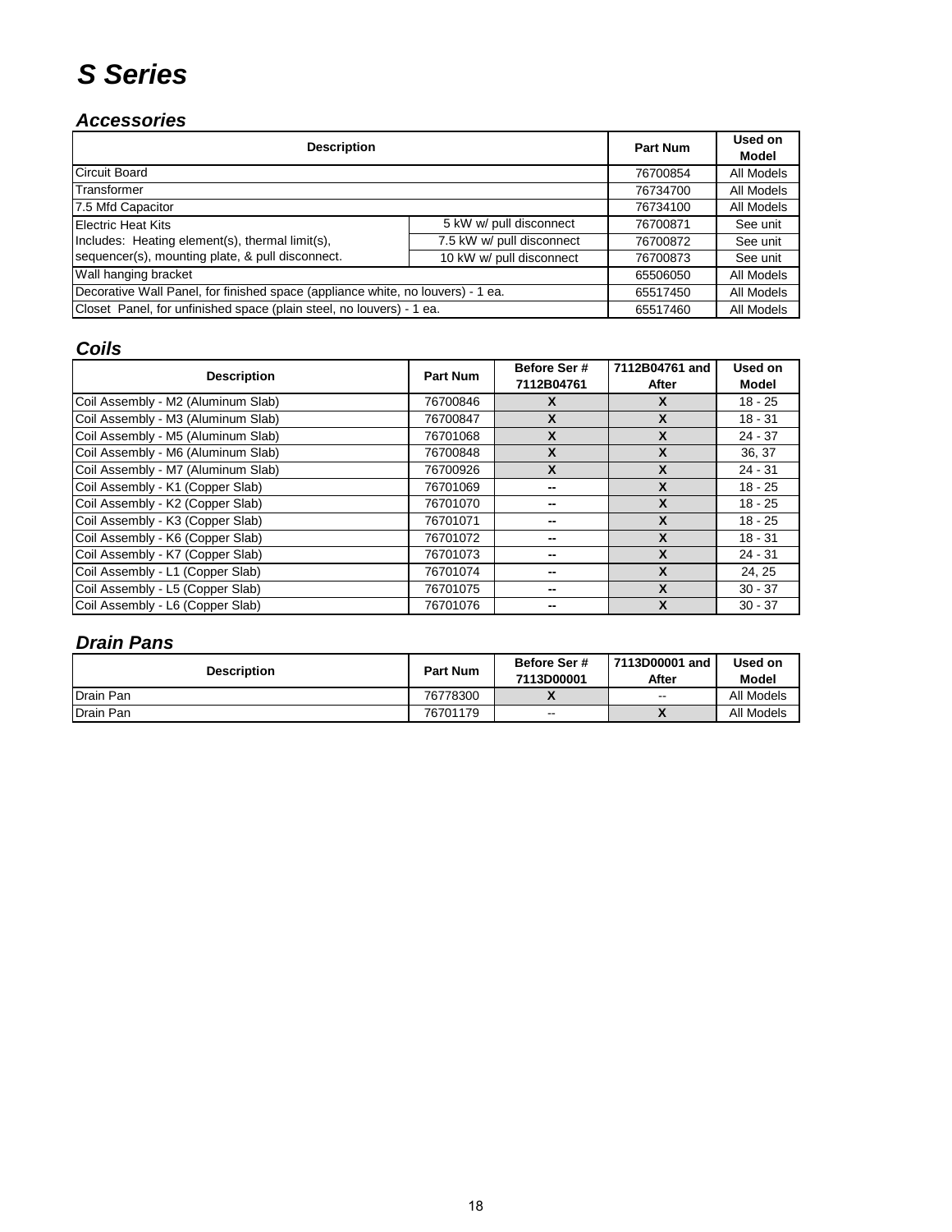# S Series

## Accessories

| Description | | Part Num | Used on Model |
|---|---|---|---|
| Circuit Board | | 76700854 | All Models |
| Transformer | | 76734700 | All Models |
| 7.5 Mfd Capacitor | | 76734100 | All Models |
| Electric Heat Kits Includes: Heating element(s), thermal limit(s), sequencer(s), mounting plate, & pull disconnect. | 5 kW w/ pull disconnect | 76700871 | See unit |
| | 7.5 kW w/ pull disconnect | 76700872 | See unit |
| | 10 kW w/ pull disconnect | 76700873 | See unit |
| Wall hanging bracket | | 65506050 | All Models |
| Decorative Wall Panel, for finished space (appliance white, no louvers) - 1 ea. | | 65517450 | All Models |
| Closet Panel, for unfinished space (plain steel, no louvers) - 1 ea. | | 65517460 | All Models |

## Coils

| Description | Part Num | Before Ser # 7112B04761 | 7112B04761 and After | Used on Model |
|---|---|---|---|---|
| Coil Assembly - M2 (Aluminum Slab) | 76700846 | X | X | 18 - 25 |
| Coil Assembly - M3 (Aluminum Slab) | 76700847 | X | X | 18 - 31 |
| Coil Assembly - M5 (Aluminum Slab) | 76701068 | X | X | 24 - 37 |
| Coil Assembly - M6 (Aluminum Slab) | 76700848 | X | X | 36, 37 |
| Coil Assembly - M7 (Aluminum Slab) | 76700926 | X | X | 24 - 31 |
| Coil Assembly - K1 (Copper Slab) | 76701069 | -- | X | 18 - 25 |
| Coil Assembly - K2 (Copper Slab) | 76701070 | -- | X | 18 - 25 |
| Coil Assembly - K3 (Copper Slab) | 76701071 | -- | X | 18 - 25 |
| Coil Assembly - K6 (Copper Slab) | 76701072 | -- | X | 18 - 31 |
| Coil Assembly - K7 (Copper Slab) | 76701073 | -- | X | 24 - 31 |
| Coil Assembly - L1 (Copper Slab) | 76701074 | -- | X | 24, 25 |
| Coil Assembly - L5 (Copper Slab) | 76701075 | -- | X | 30 - 37 |
| Coil Assembly - L6 (Copper Slab) | 76701076 | -- | X | 30 - 37 |

## Drain Pans

| Description | Part Num | Before Ser # 7113D00001 | 7113D00001 and After | Used on Model |
|---|---|---|---|---|
| Drain Pan | 76778300 | X | -- | All Models |
| Drain Pan | 76701179 | -- | X | All Models |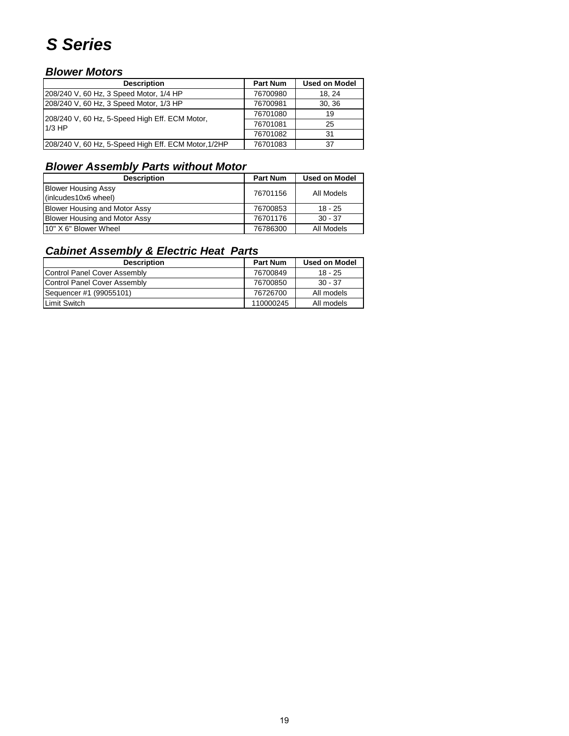# S Series

## Blower Motors

| Description | Part Num | Used on Model |
|---|---|---|
| 208/240 V, 60 Hz, 3 Speed Motor, 1/4 HP | 76700980 | 18, 24 |
| 208/240 V, 60 Hz, 3 Speed Motor, 1/3 HP | 76700981 | 30, 36 |
| 208/240 V, 60 Hz, 5-Speed High Eff. ECM Motor, 1/3 HP | 76701080 | 19 |
| | 76701081 | 25 |
| | 76701082 | 31 |
| 208/240 V, 60 Hz, 5-Speed High Eff. ECM Motor,1/2HP | 76701083 | 37 |

## Blower Assembly Parts without Motor

| Description | Part Num | Used on Model |
|---|---|---|
| Blower Housing Assy (inlcudes10x6 wheel) | 76701156 | All Models |
| Blower Housing and Motor Assy | 76700853 | 18 - 25 |
| Blower Housing and Motor Assy | 76701176 | 30 - 37 |
| 10" X 6" Blower Wheel | 76786300 | All Models |

## Cabinet Assembly & Electric Heat Parts

| Description | Part Num | Used on Model |
|---|---|---|
| Control Panel Cover Assembly | 76700849 | 18 - 25 |
| Control Panel Cover Assembly | 76700850 | 30 - 37 |
| Sequencer #1 (99055101) | 76726700 | All models |
| Limit Switch | 110000245 | All models |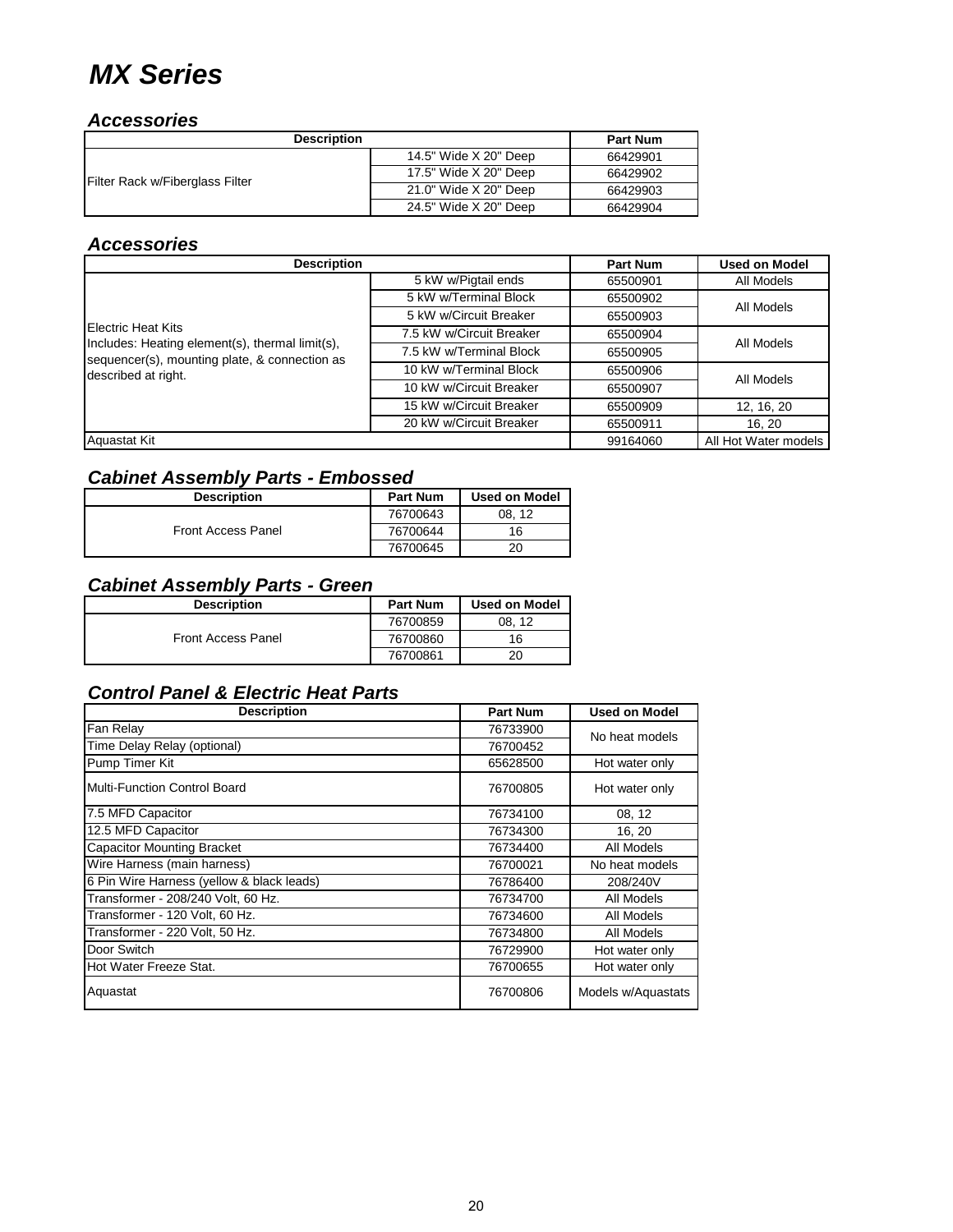# MX Series

## Accessories

| Description | | Part Num |
|---|---|---|
| Filter Rack w/Fiberglass Filter | 14.5" Wide X 20" Deep | 66429901 |
| | 17.5" Wide X 20" Deep | 66429902 |
| | 21.0" Wide X 20" Deep | 66429903 |
| | 24.5" Wide X 20" Deep | 66429904 |

## Accessories

| Description | | Part Num | Used on Model |
|---|---|---|---|
| Electric Heat Kits<br>Includes: Heating element(s), thermal limit(s), sequencer(s), mounting plate, & connection as described at right. | 5 kW w/Pigtail ends | 65500901 | All Models |
| | 5 kW w/Terminal Block | 65500902 | All Models |
| | 5 kW w/Circuit Breaker | 65500903 | |
| | 7.5 kW w/Circuit Breaker | 65500904 | All Models |
| | 7.5 kW w/Terminal Block | 65500905 | |
| | 10 kW w/Terminal Block | 65500906 | All Models |
| | 10 kW w/Circuit Breaker | 65500907 | |
| | 15 kW w/Circuit Breaker | 65500909 | 12, 16, 20 |
| | 20 kW w/Circuit Breaker | 65500911 | 16, 20 |
| Aquastat Kit | | 99164060 | All Hot Water models |

## Cabinet Assembly Parts - Embossed

| Description | Part Num | Used on Model |
|---|---|---|
| Front Access Panel | 76700643 | 08, 12 |
| | 76700644 | 16 |
| | 76700645 | 20 |

## Cabinet Assembly Parts - Green

| Description | Part Num | Used on Model |
|---|---|---|
| Front Access Panel | 76700859 | 08, 12 |
| | 76700860 | 16 |
| | 76700861 | 20 |

## Control Panel & Electric Heat Parts

| Description | Part Num | Used on Model |
|---|---|---|
| Fan Relay | 76733900 | No heat models |
| Time Delay Relay (optional) | 76700452 | |
| Pump Timer Kit | 65628500 | Hot water only |
| Multi-Function Control Board | 76700805 | Hot water only |
| 7.5 MFD Capacitor | 76734100 | 08, 12 |
| 12.5 MFD Capacitor | 76734300 | 16, 20 |
| Capacitor Mounting Bracket | 76734400 | All Models |
| Wire Harness (main harness) | 76700021 | No heat models |
| 6 Pin Wire Harness (yellow & black leads) | 76786400 | 208/240V |
| Transformer - 208/240 Volt, 60 Hz. | 76734700 | All Models |
| Transformer - 120 Volt, 60 Hz. | 76734600 | All Models |
| Transformer - 220 Volt, 50 Hz. | 76734800 | All Models |
| Door Switch | 76729900 | Hot water only |
| Hot Water Freeze Stat. | 76700655 | Hot water only |
| Aquastat | 76700806 | Models w/Aquastats |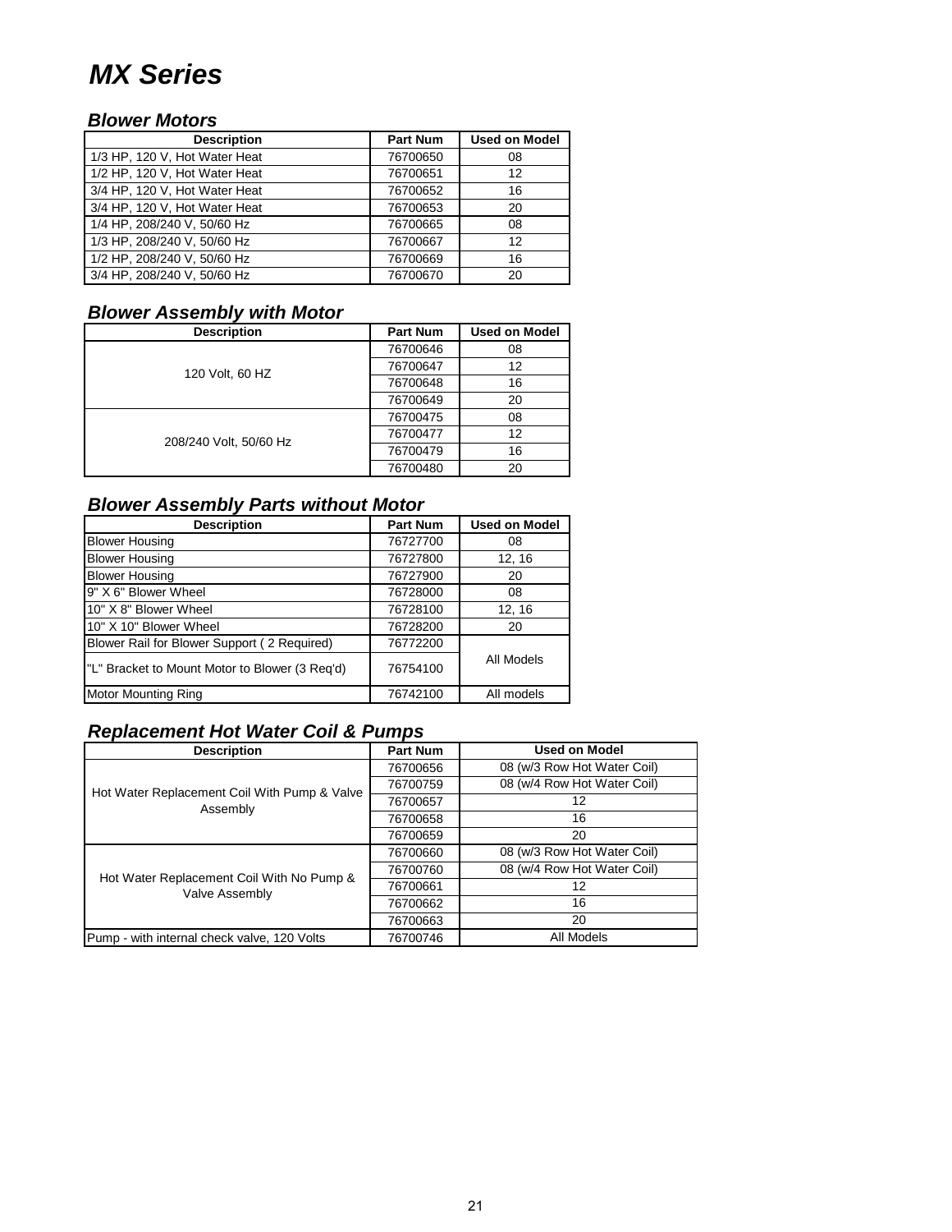# MX Series

## Blower Motors

| Description | Part Num | Used on Model |
|---|---|---|
| 1/3 HP, 120 V, Hot Water Heat | 76700650 | 08 |
| 1/2 HP, 120 V, Hot Water Heat | 76700651 | 12 |
| 3/4 HP, 120 V, Hot Water Heat | 76700652 | 16 |
| 3/4 HP, 120 V, Hot Water Heat | 76700653 | 20 |
| 1/4 HP, 208/240 V, 50/60 Hz | 76700665 | 08 |
| 1/3 HP, 208/240 V, 50/60 Hz | 76700667 | 12 |
| 1/2 HP, 208/240 V, 50/60 Hz | 76700669 | 16 |
| 3/4 HP, 208/240 V, 50/60 Hz | 76700670 | 20 |

## Blower Assembly with Motor

| Description | Part Num | Used on Model |
|---|---|---|
| 120 Volt, 60 HZ | 76700646 | 08 |
| | 76700647 | 12 |
| | 76700648 | 16 |
| | 76700649 | 20 |
| 208/240 Volt, 50/60 Hz | 76700475 | 08 |
| | 76700477 | 12 |
| | 76700479 | 16 |
| | 76700480 | 20 |

## Blower Assembly Parts without Motor

| Description | Part Num | Used on Model |
|---|---|---|
| Blower Housing | 76727700 | 08 |
| Blower Housing | 76727800 | 12, 16 |
| Blower Housing | 76727900 | 20 |
| 9" X 6" Blower Wheel | 76728000 | 08 |
| 10" X 8" Blower Wheel | 76728100 | 12, 16 |
| 10" X 10" Blower Wheel | 76728200 | 20 |
| Blower Rail for Blower Support ( 2 Required) | 76772200 | All Models |
| "L" Bracket to Mount Motor to Blower (3 Req'd) | 76754100 | |
| Motor Mounting Ring | 76742100 | All models |

## Replacement Hot Water Coil & Pumps

| Description | Part Num | Used on Model |
|---|---|---|
| Hot Water Replacement Coil With Pump & Valve Assembly | 76700656 | 08 (w/3 Row Hot Water Coil) |
| | 76700759 | 08 (w/4 Row Hot Water Coil) |
| | 76700657 | 12 |
| | 76700658 | 16 |
| | 76700659 | 20 |
| Hot Water Replacement Coil With No Pump & Valve Assembly | 76700660 | 08 (w/3 Row Hot Water Coil) |
| | 76700760 | 08 (w/4 Row Hot Water Coil) |
| | 76700661 | 12 |
| | 76700662 | 16 |
| | 76700663 | 20 |
| Pump - with internal check valve, 120 Volts | 76700746 | All Models |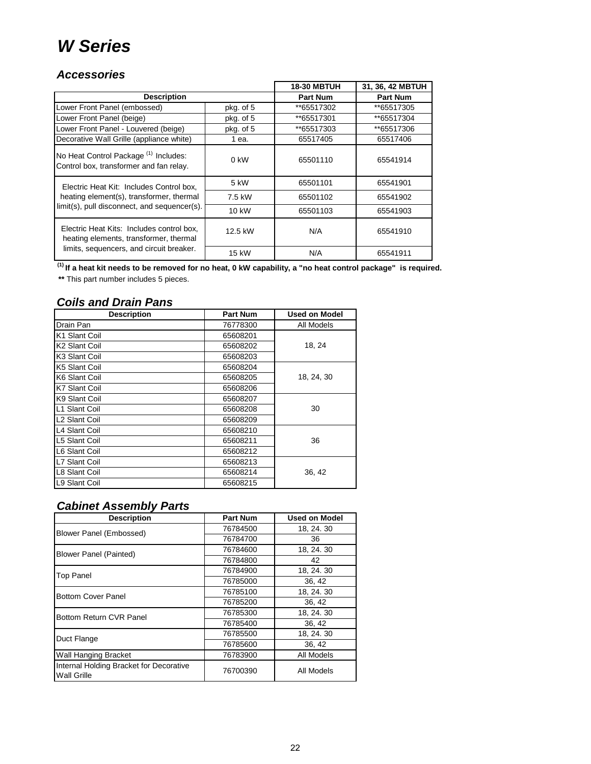# W Series

## Accessories

| Description | | 18-30 MBTUH Part Num | 31, 36, 42 MBTUH Part Num |
|---|---|---|---|
| Lower Front Panel (embossed) | pkg. of 5 | **65517302 | **65517305 |
| Lower Front Panel (beige) | pkg. of 5 | **65517301 | **65517304 |
| Lower Front Panel - Louvered (beige) | pkg. of 5 | **65517303 | **65517306 |
| Decorative Wall Grille (appliance white) | 1 ea. | 65517405 | 65517406 |
| No Heat Control Package [(1)] Includes: Control box, transformer and fan relay. | 0 kW | 65501110 | 65541914 |
| Electric Heat Kit: Includes Control box, heating element(s), transformer, thermal limit(s), pull disconnect, and sequencer(s). | 5 kW | 65501101 | 65541901 |
| | 7.5 kW | 65501102 | 65541902 |
| | 10 kW | 65501103 | 65541903 |
| Electric Heat Kits: Includes control box, heating elements, transformer, thermal limits, sequencers, and circuit breaker. | 12.5 kW | N/A | 65541910 |
| | 15 kW | N/A | 65541911 |

**[(1)] If a heat kit needs to be removed for no heat, 0 kW capability, a "no heat control package" is required.**

**\*\*** This part number includes 5 pieces.

## Coils and Drain Pans

| Description | Part Num | Used on Model |
|---|---|---|
| Drain Pan | 76778300 | All Models |
| K1 Slant Coil | 65608201 | 18, 24 |
| K2 Slant Coil | 65608202 | |
| K3 Slant Coil | 65608203 | |
| K5 Slant Coil | 65608204 | 18, 24, 30 |
| K6 Slant Coil | 65608205 | |
| K7 Slant Coil | 65608206 | |
| K9 Slant Coil | 65608207 | 30 |
| L1 Slant Coil | 65608208 | |
| L2 Slant Coil | 65608209 | |
| L4 Slant Coil | 65608210 | 36 |
| L5 Slant Coil | 65608211 | |
| L6 Slant Coil | 65608212 | |
| L7 Slant Coil | 65608213 | 36, 42 |
| L8 Slant Coil | 65608214 | |
| L9 Slant Coil | 65608215 | |

## Cabinet Assembly Parts

| Description | Part Num | Used on Model |
|---|---|---|
| Blower Panel (Embossed) | 76784500 | 18, 24. 30 |
| | 76784700 | 36 |
| Blower Panel (Painted) | 76784600 | 18, 24. 30 |
| | 76784800 | 42 |
| Top Panel | 76784900 | 18, 24. 30 |
| | 76785000 | 36, 42 |
| Bottom Cover Panel | 76785100 | 18, 24. 30 |
| | 76785200 | 36, 42 |
| Bottom Return CVR Panel | 76785300 | 18, 24. 30 |
| | 76785400 | 36, 42 |
| Duct Flange | 76785500 | 18, 24. 30 |
| | 76785600 | 36, 42 |
| Wall Hanging Bracket | 76783900 | All Models |
| Internal Holding Bracket for Decorative Wall Grille | 76700390 | All Models |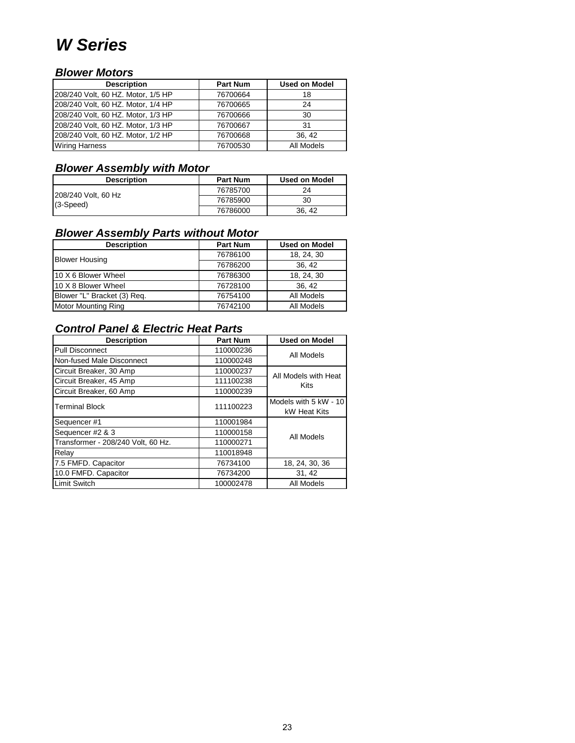# W Series

### Blower Motors

| Description | Part Num | Used on Model |
|---|---|---|
| 208/240 Volt, 60 HZ. Motor, 1/5 HP | 76700664 | 18 |
| 208/240 Volt, 60 HZ. Motor, 1/4 HP | 76700665 | 24 |
| 208/240 Volt, 60 HZ. Motor, 1/3 HP | 76700666 | 30 |
| 208/240 Volt, 60 HZ. Motor, 1/3 HP | 76700667 | 31 |
| 208/240 Volt, 60 HZ. Motor, 1/2 HP | 76700668 | 36, 42 |
| Wiring Harness | 76700530 | All Models |

### Blower Assembly with Motor

| Description | Part Num | Used on Model |
|---|---|---|
| 208/240 Volt, 60 Hz (3-Speed) | 76785700 | 24 |
| | 76785900 | 30 |
| | 76786000 | 36, 42 |

### Blower Assembly Parts without Motor

| Description | Part Num | Used on Model |
|---|---|---|
| Blower Housing | 76786100 | 18, 24, 30 |
| | 76786200 | 36, 42 |
| 10 X 6 Blower Wheel | 76786300 | 18, 24, 30 |
| 10 X 8 Blower Wheel | 76728100 | 36, 42 |
| Blower "L" Bracket (3) Req. | 76754100 | All Models |
| Motor Mounting Ring | 76742100 | All Models |

### Control Panel & Electric Heat Parts

| Description | Part Num | Used on Model |
|---|---|---|
| Pull Disconnect | 110000236 | All Models |
| Non-fused Male Disconnect | 110000248 | |
| Circuit Breaker, 30 Amp | 110000237 | All Models with Heat Kits |
| Circuit Breaker, 45 Amp | 111100238 | |
| Circuit Breaker, 60 Amp | 110000239 | |
| Terminal Block | 111100223 | Models with 5 kW - 10 kW Heat Kits |
| Sequencer #1 | 110001984 | All Models |
| Sequencer #2 & 3 | 110000158 | |
| Transformer - 208/240 Volt, 60 Hz. | 110000271 | |
| Relay | 110018948 | |
| 7.5 FMFD. Capacitor | 76734100 | 18, 24, 30, 36 |
| 10.0 FMFD. Capacitor | 76734200 | 31, 42 |
| Limit Switch | 100002478 | All Models |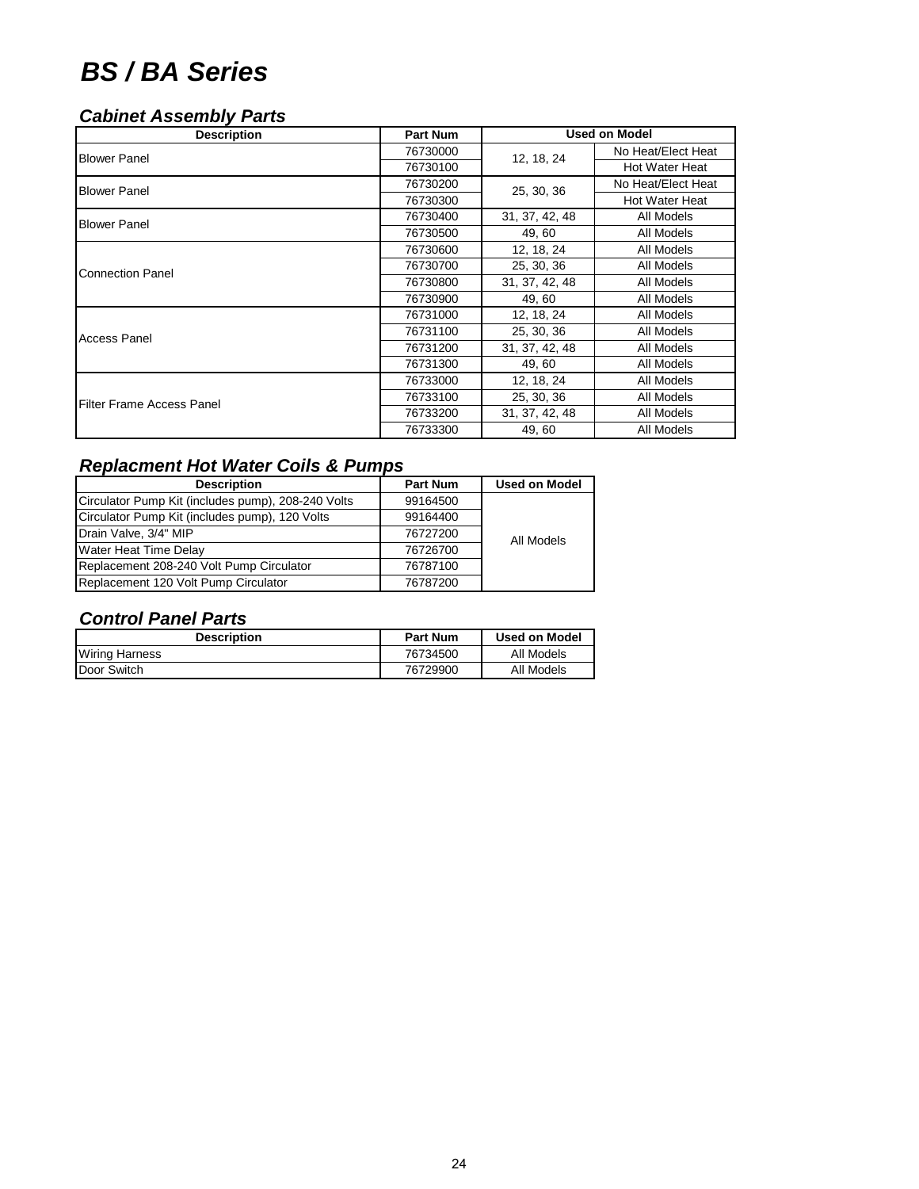# *BS / BA Series*

## *Cabinet Assembly Parts*

| Description | Part Num | Used on Model | |
|---|---|---|---|
| Blower Panel | 76730000 | 12, 18, 24 | No Heat/Elect Heat |
| | 76730100 | | Hot Water Heat |
| Blower Panel | 76730200 | 25, 30, 36 | No Heat/Elect Heat |
| | 76730300 | | Hot Water Heat |
| Blower Panel | 76730400 | 31, 37, 42, 48 | All Models |
| | 76730500 | 49, 60 | All Models |
| Connection Panel | 76730600 | 12, 18, 24 | All Models |
| | 76730700 | 25, 30, 36 | All Models |
| | 76730800 | 31, 37, 42, 48 | All Models |
| | 76730900 | 49, 60 | All Models |
| Access Panel | 76731000 | 12, 18, 24 | All Models |
| | 76731100 | 25, 30, 36 | All Models |
| | 76731200 | 31, 37, 42, 48 | All Models |
| | 76731300 | 49, 60 | All Models |
| Filter Frame Access Panel | 76733000 | 12, 18, 24 | All Models |
| | 76733100 | 25, 30, 36 | All Models |
| | 76733200 | 31, 37, 42, 48 | All Models |
| | 76733300 | 49, 60 | All Models |

## *Replacment Hot Water Coils & Pumps*

| Description | Part Num | Used on Model |
|---|---|---|
| Circulator Pump Kit (includes pump), 208-240 Volts | 99164500 | All Models |
| Circulator Pump Kit (includes pump), 120 Volts | 99164400 | |
| Drain Valve, 3/4" MIP | 76727200 | |
| Water Heat Time Delay | 76726700 | |
| Replacement 208-240 Volt Pump Circulator | 76787100 | |
| Replacement 120 Volt Pump Circulator | 76787200 | |

## *Control Panel Parts*

| Description | Part Num | Used on Model |
|---|---|---|
| Wiring Harness | 76734500 | All Models |
| Door Switch | 76729900 | All Models |